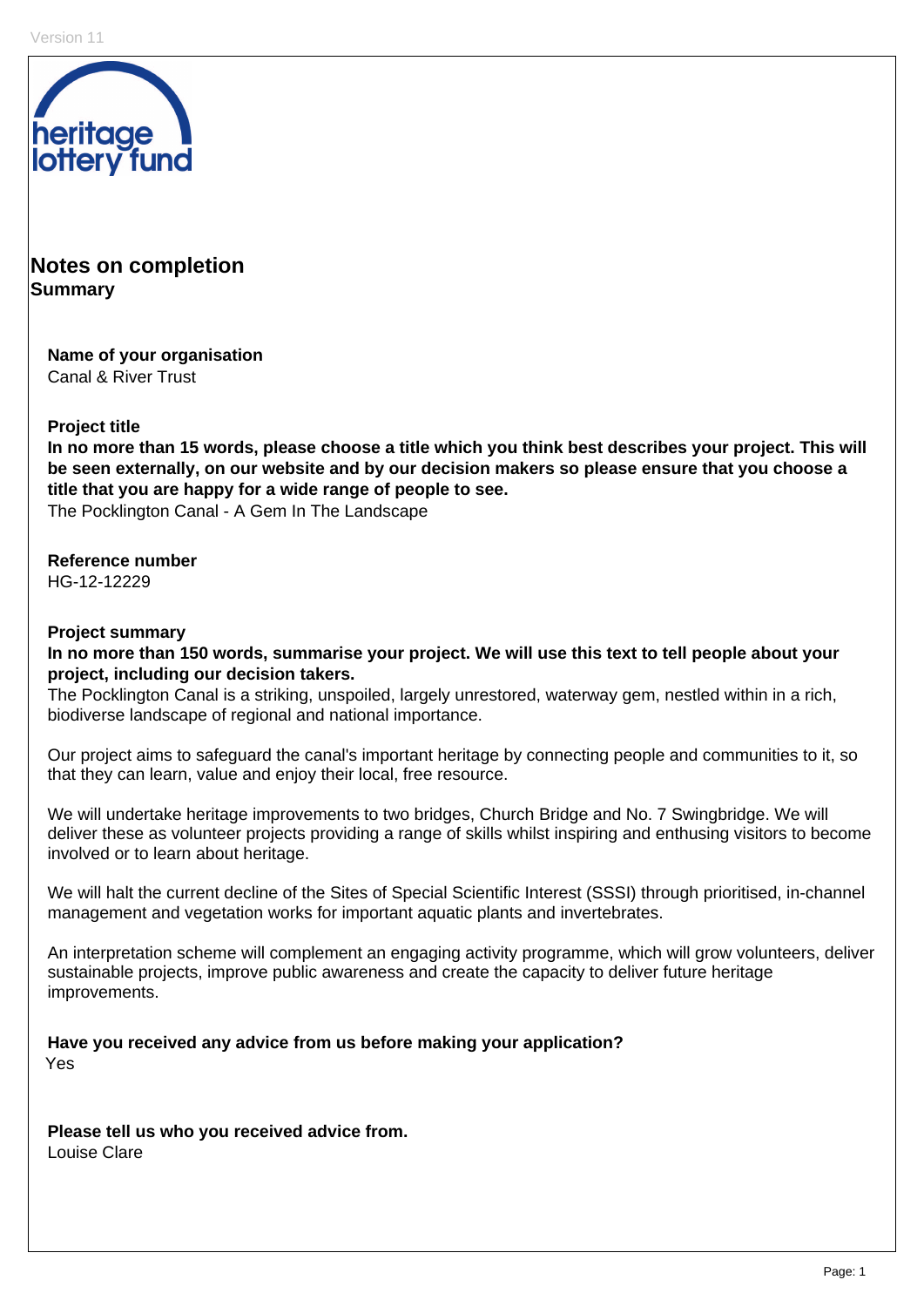# Notes on completion

## Summary

**Name of your organisation**
Canal & River Trust

**Project title**
**In no more than 15 words, please choose a title which you think best describes your project. This will be seen externally, on our website and by our decision makers so please ensure that you choose a title that you are happy for a wide range of people to see.**
The Pocklington Canal - A Gem In The Landscape

**Reference number**
HG-12-12229

**Project summary**
**In no more than 150 words, summarise your project. We will use this text to tell people about your project, including our decision takers.**
The Pocklington Canal is a striking, unspoiled, largely unrestored, waterway gem, nestled within in a rich, biodiverse landscape of regional and national importance.

Our project aims to safeguard the canal's important heritage by connecting people and communities to it, so that they can learn, value and enjoy their local, free resource.

We will undertake heritage improvements to two bridges, Church Bridge and No. 7 Swingbridge. We will deliver these as volunteer projects providing a range of skills whilst inspiring and enthusing visitors to become involved or to learn about heritage.

We will halt the current decline of the Sites of Special Scientific Interest (SSSI) through prioritised, in-channel management and vegetation works for important aquatic plants and invertebrates.

An interpretation scheme will complement an engaging activity programme, which will grow volunteers, deliver sustainable projects, improve public awareness and create the capacity to deliver future heritage improvements.

**Have you received any advice from us before making your application?**
Yes

**Please tell us who you received advice from.**
Louise Clare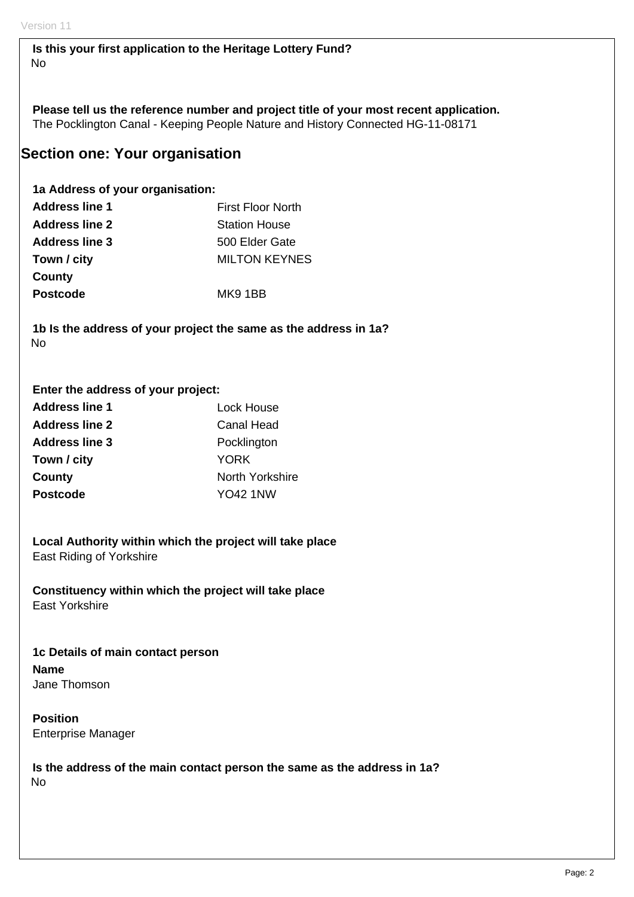**Is this your first application to the Heritage Lottery Fund?**
No

**Please tell us the reference number and project title of your most recent application.**
The Pocklington Canal - Keeping People Nature and History Connected HG-11-08171

## Section one: Your organisation

**1a Address of your organisation:**

| | |
|---|---|
| **Address line 1** | First Floor North |
| **Address line 2** | Station House |
| **Address line 3** | 500 Elder Gate |
| **Town / city** | MILTON KEYNES |
| **County** | |
| **Postcode** | MK9 1BB |

**1b Is the address of your project the same as the address in 1a?**
No

**Enter the address of your project:**

| | |
|---|---|
| **Address line 1** | Lock House |
| **Address line 2** | Canal Head |
| **Address line 3** | Pocklington |
| **Town / city** | YORK |
| **County** | North Yorkshire |
| **Postcode** | YO42 1NW |

**Local Authority within which the project will take place**
East Riding of Yorkshire

**Constituency within which the project will take place**
East Yorkshire

**1c Details of main contact person**

**Name**
Jane Thomson

**Position**
Enterprise Manager

**Is the address of the main contact person the same as the address in 1a?**
No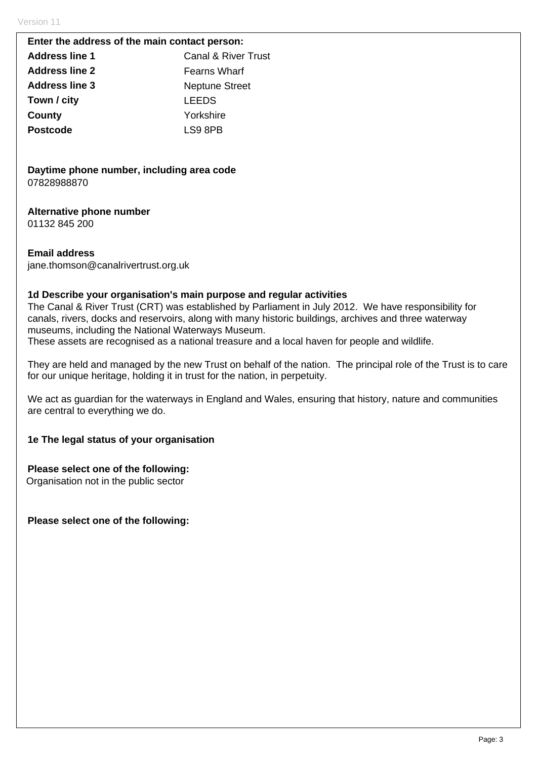**Enter the address of the main contact person:**

| | |
|---|---|
| **Address line 1** | Canal & River Trust |
| **Address line 2** | Fearns Wharf |
| **Address line 3** | Neptune Street |
| **Town / city** | LEEDS |
| **County** | Yorkshire |
| **Postcode** | LS9 8PB |

**Daytime phone number, including area code**

07828988870

**Alternative phone number**

01132 845 200

**Email address**

jane.thomson@canalrivertrust.org.uk

**1d Describe your organisation's main purpose and regular activities**

The Canal & River Trust (CRT) was established by Parliament in July 2012. We have responsibility for canals, rivers, docks and reservoirs, along with many historic buildings, archives and three waterway museums, including the National Waterways Museum.
These assets are recognised as a national treasure and a local haven for people and wildlife.

They are held and managed by the new Trust on behalf of the nation. The principal role of the Trust is to care for our unique heritage, holding it in trust for the nation, in perpetuity.

We act as guardian for the waterways in England and Wales, ensuring that history, nature and communities are central to everything we do.

**1e The legal status of your organisation**

**Please select one of the following:**

Organisation not in the public sector

**Please select one of the following:**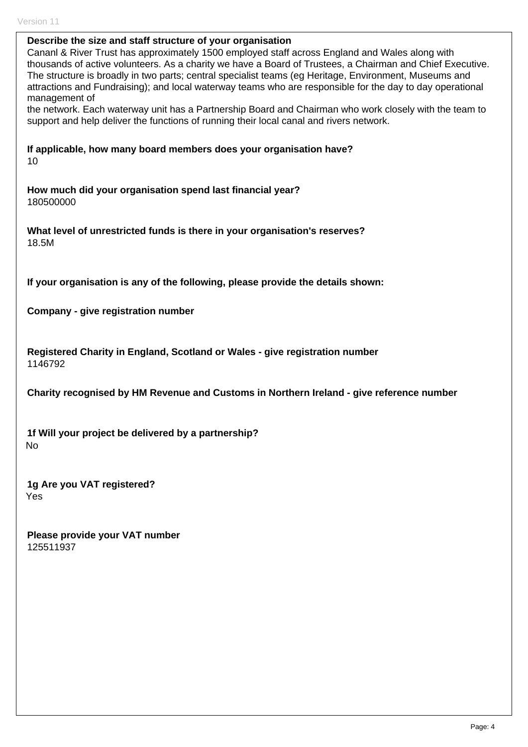**Describe the size and staff structure of your organisation**

Cananl & River Trust has approximately 1500 employed staff across England and Wales along with thousands of active volunteers. As a charity we have a Board of Trustees, a Chairman and Chief Executive. The structure is broadly in two parts; central specialist teams (eg Heritage, Environment, Museums and attractions and Fundraising); and local waterway teams who are responsible for the day to day operational management of
the network. Each waterway unit has a Partnership Board and Chairman who work closely with the team to support and help deliver the functions of running their local canal and rivers network.

**If applicable, how many board members does your organisation have?**

10

**How much did your organisation spend last financial year?**

180500000

**What level of unrestricted funds is there in your organisation's reserves?**

18.5M

**If your organisation is any of the following, please provide the details shown:**

**Company - give registration number**

**Registered Charity in England, Scotland or Wales - give registration number**

1146792

**Charity recognised by HM Revenue and Customs in Northern Ireland - give reference number**

**1f Will your project be delivered by a partnership?**

No

**1g Are you VAT registered?**

Yes

**Please provide your VAT number**

125511937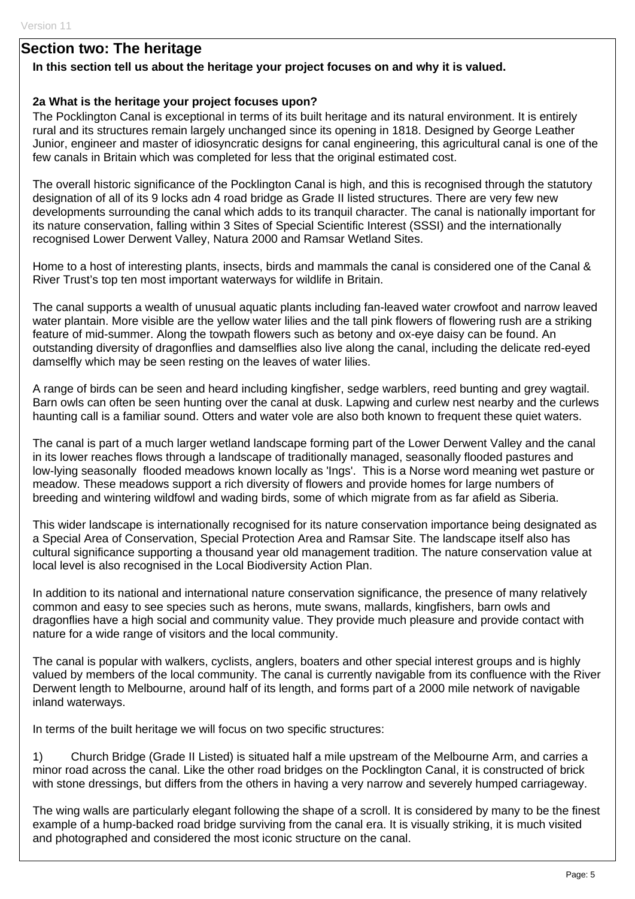## Section two: The heritage

**In this section tell us about the heritage your project focuses on and why it is valued.**

**2a What is the heritage your project focuses upon?**

The Pocklington Canal is exceptional in terms of its built heritage and its natural environment. It is entirely rural and its structures remain largely unchanged since its opening in 1818. Designed by George Leather Junior, engineer and master of idiosyncratic designs for canal engineering, this agricultural canal is one of the few canals in Britain which was completed for less that the original estimated cost.

The overall historic significance of the Pocklington Canal is high, and this is recognised through the statutory designation of all of its 9 locks adn 4 road bridge as Grade II listed structures. There are very few new developments surrounding the canal which adds to its tranquil character. The canal is nationally important for its nature conservation, falling within 3 Sites of Special Scientific Interest (SSSI) and the internationally recognised Lower Derwent Valley, Natura 2000 and Ramsar Wetland Sites.

Home to a host of interesting plants, insects, birds and mammals the canal is considered one of the Canal & River Trust's top ten most important waterways for wildlife in Britain.

The canal supports a wealth of unusual aquatic plants including fan-leaved water crowfoot and narrow leaved water plantain. More visible are the yellow water lilies and the tall pink flowers of flowering rush are a striking feature of mid-summer. Along the towpath flowers such as betony and ox-eye daisy can be found. An outstanding diversity of dragonflies and damselflies also live along the canal, including the delicate red-eyed damselfly which may be seen resting on the leaves of water lilies.

A range of birds can be seen and heard including kingfisher, sedge warblers, reed bunting and grey wagtail. Barn owls can often be seen hunting over the canal at dusk. Lapwing and curlew nest nearby and the curlews haunting call is a familiar sound. Otters and water vole are also both known to frequent these quiet waters.

The canal is part of a much larger wetland landscape forming part of the Lower Derwent Valley and the canal in its lower reaches flows through a landscape of traditionally managed, seasonally flooded pastures and low-lying seasonally flooded meadows known locally as 'Ings'. This is a Norse word meaning wet pasture or meadow. These meadows support a rich diversity of flowers and provide homes for large numbers of breeding and wintering wildfowl and wading birds, some of which migrate from as far afield as Siberia.

This wider landscape is internationally recognised for its nature conservation importance being designated as a Special Area of Conservation, Special Protection Area and Ramsar Site. The landscape itself also has cultural significance supporting a thousand year old management tradition. The nature conservation value at local level is also recognised in the Local Biodiversity Action Plan.

In addition to its national and international nature conservation significance, the presence of many relatively common and easy to see species such as herons, mute swans, mallards, kingfishers, barn owls and dragonflies have a high social and community value. They provide much pleasure and provide contact with nature for a wide range of visitors and the local community.

The canal is popular with walkers, cyclists, anglers, boaters and other special interest groups and is highly valued by members of the local community. The canal is currently navigable from its confluence with the River Derwent length to Melbourne, around half of its length, and forms part of a 2000 mile network of navigable inland waterways.

In terms of the built heritage we will focus on two specific structures:

1) Church Bridge (Grade II Listed) is situated half a mile upstream of the Melbourne Arm, and carries a minor road across the canal. Like the other road bridges on the Pocklington Canal, it is constructed of brick with stone dressings, but differs from the others in having a very narrow and severely humped carriageway.

The wing walls are particularly elegant following the shape of a scroll. It is considered by many to be the finest example of a hump-backed road bridge surviving from the canal era. It is visually striking, it is much visited and photographed and considered the most iconic structure on the canal.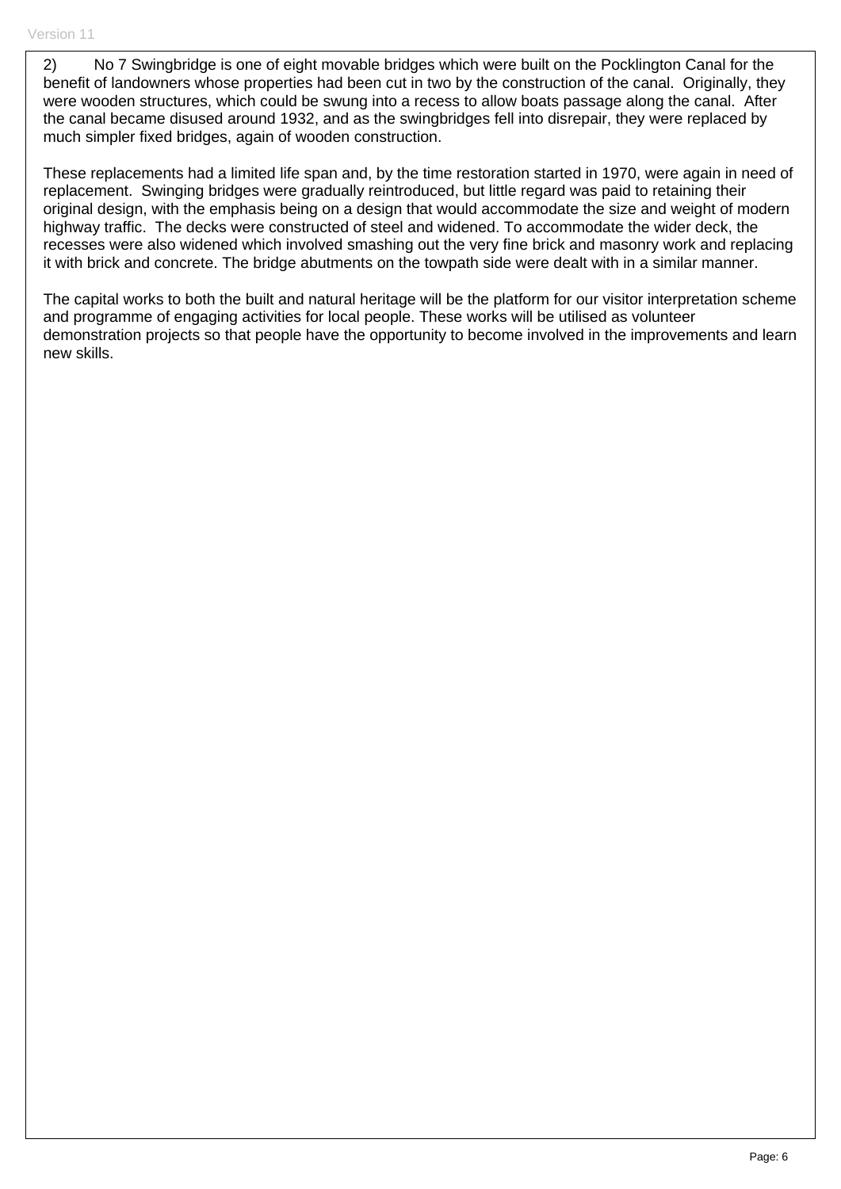2) No 7 Swingbridge is one of eight movable bridges which were built on the Pocklington Canal for the benefit of landowners whose properties had been cut in two by the construction of the canal. Originally, they were wooden structures, which could be swung into a recess to allow boats passage along the canal. After the canal became disused around 1932, and as the swingbridges fell into disrepair, they were replaced by much simpler fixed bridges, again of wooden construction.

These replacements had a limited life span and, by the time restoration started in 1970, were again in need of replacement. Swinging bridges were gradually reintroduced, but little regard was paid to retaining their original design, with the emphasis being on a design that would accommodate the size and weight of modern highway traffic. The decks were constructed of steel and widened. To accommodate the wider deck, the recesses were also widened which involved smashing out the very fine brick and masonry work and replacing it with brick and concrete. The bridge abutments on the towpath side were dealt with in a similar manner.

The capital works to both the built and natural heritage will be the platform for our visitor interpretation scheme and programme of engaging activities for local people. These works will be utilised as volunteer demonstration projects so that people have the opportunity to become involved in the improvements and learn new skills.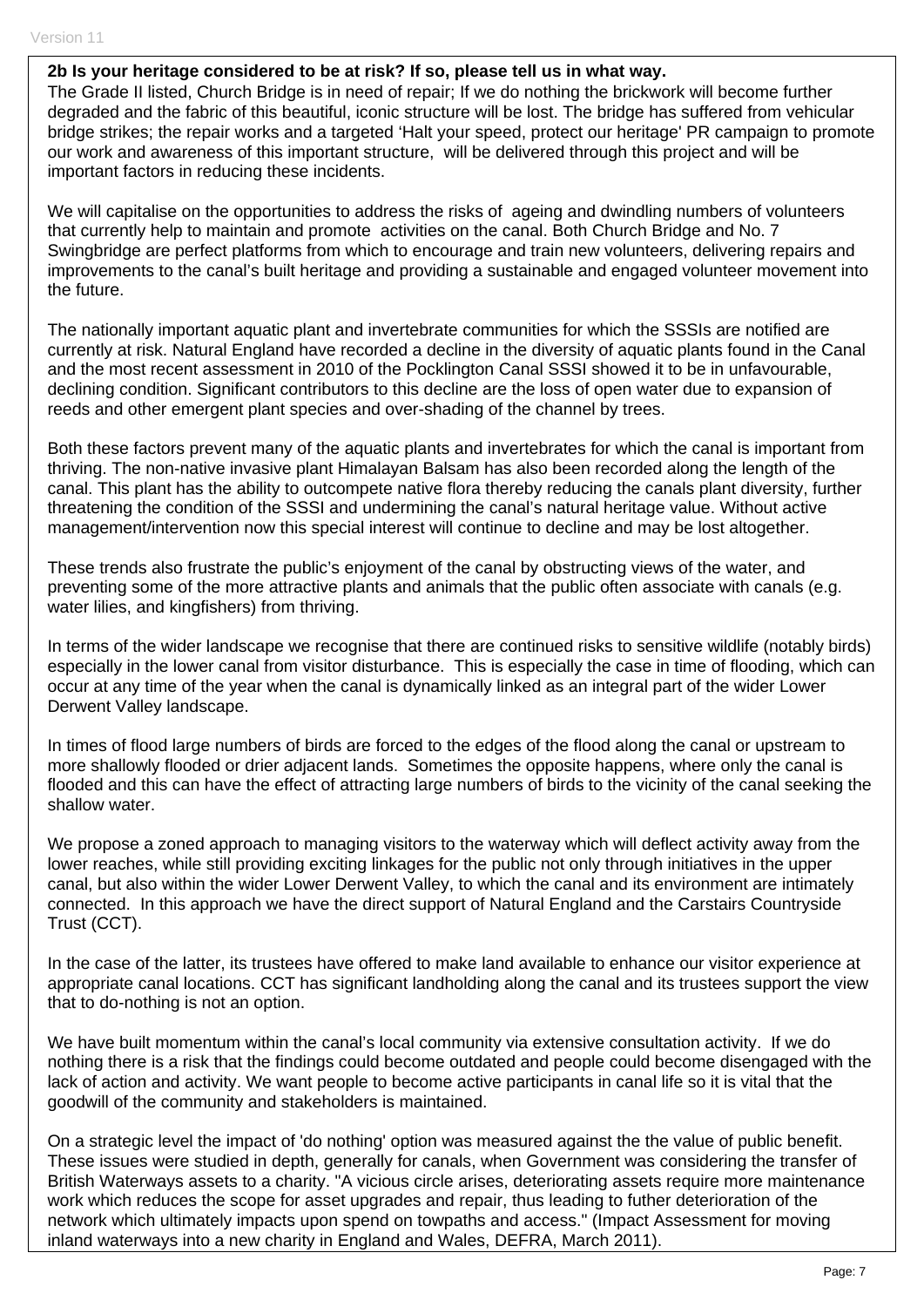**2b Is your heritage considered to be at risk? If so, please tell us in what way.**

The Grade II listed, Church Bridge is in need of repair; If we do nothing the brickwork will become further degraded and the fabric of this beautiful, iconic structure will be lost. The bridge has suffered from vehicular bridge strikes; the repair works and a targeted 'Halt your speed, protect our heritage' PR campaign to promote our work and awareness of this important structure, will be delivered through this project and will be important factors in reducing these incidents.

We will capitalise on the opportunities to address the risks of ageing and dwindling numbers of volunteers that currently help to maintain and promote activities on the canal. Both Church Bridge and No. 7 Swingbridge are perfect platforms from which to encourage and train new volunteers, delivering repairs and improvements to the canal's built heritage and providing a sustainable and engaged volunteer movement into the future.

The nationally important aquatic plant and invertebrate communities for which the SSSIs are notified are currently at risk. Natural England have recorded a decline in the diversity of aquatic plants found in the Canal and the most recent assessment in 2010 of the Pocklington Canal SSSI showed it to be in unfavourable, declining condition. Significant contributors to this decline are the loss of open water due to expansion of reeds and other emergent plant species and over-shading of the channel by trees.

Both these factors prevent many of the aquatic plants and invertebrates for which the canal is important from thriving. The non-native invasive plant Himalayan Balsam has also been recorded along the length of the canal. This plant has the ability to outcompete native flora thereby reducing the canals plant diversity, further threatening the condition of the SSSI and undermining the canal's natural heritage value. Without active management/intervention now this special interest will continue to decline and may be lost altogether.

These trends also frustrate the public's enjoyment of the canal by obstructing views of the water, and preventing some of the more attractive plants and animals that the public often associate with canals (e.g. water lilies, and kingfishers) from thriving.

In terms of the wider landscape we recognise that there are continued risks to sensitive wildlife (notably birds) especially in the lower canal from visitor disturbance. This is especially the case in time of flooding, which can occur at any time of the year when the canal is dynamically linked as an integral part of the wider Lower Derwent Valley landscape.

In times of flood large numbers of birds are forced to the edges of the flood along the canal or upstream to more shallowly flooded or drier adjacent lands. Sometimes the opposite happens, where only the canal is flooded and this can have the effect of attracting large numbers of birds to the vicinity of the canal seeking the shallow water.

We propose a zoned approach to managing visitors to the waterway which will deflect activity away from the lower reaches, while still providing exciting linkages for the public not only through initiatives in the upper canal, but also within the wider Lower Derwent Valley, to which the canal and its environment are intimately connected. In this approach we have the direct support of Natural England and the Carstairs Countryside Trust (CCT).

In the case of the latter, its trustees have offered to make land available to enhance our visitor experience at appropriate canal locations. CCT has significant landholding along the canal and its trustees support the view that to do-nothing is not an option.

We have built momentum within the canal's local community via extensive consultation activity. If we do nothing there is a risk that the findings could become outdated and people could become disengaged with the lack of action and activity. We want people to become active participants in canal life so it is vital that the goodwill of the community and stakeholders is maintained.

On a strategic level the impact of 'do nothing' option was measured against the the value of public benefit. These issues were studied in depth, generally for canals, when Government was considering the transfer of British Waterways assets to a charity. "A vicious circle arises, deteriorating assets require more maintenance work which reduces the scope for asset upgrades and repair, thus leading to futher deterioration of the network which ultimately impacts upon spend on towpaths and access." (Impact Assessment for moving inland waterways into a new charity in England and Wales, DEFRA, March 2011).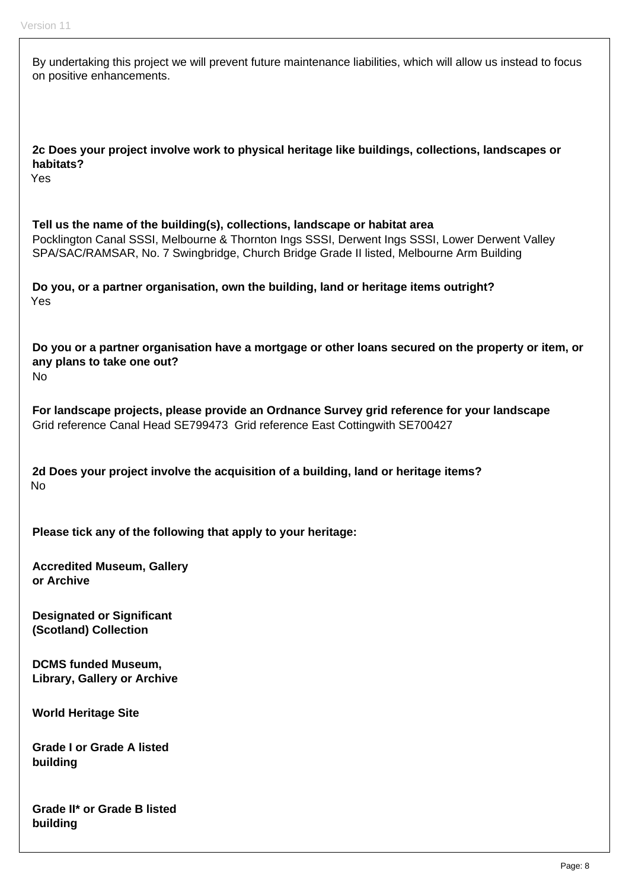By undertaking this project we will prevent future maintenance liabilities, which will allow us instead to focus on positive enhancements.

**2c Does your project involve work to physical heritage like buildings, collections, landscapes or habitats?**

Yes

**Tell us the name of the building(s), collections, landscape or habitat area**

Pocklington Canal SSSI, Melbourne & Thornton Ings SSSI, Derwent Ings SSSI, Lower Derwent Valley SPA/SAC/RAMSAR, No. 7 Swingbridge, Church Bridge Grade II listed, Melbourne Arm Building

**Do you, or a partner organisation, own the building, land or heritage items outright?**

Yes

**Do you or a partner organisation have a mortgage or other loans secured on the property or item, or any plans to take one out?**

No

**For landscape projects, please provide an Ordnance Survey grid reference for your landscape**

Grid reference Canal Head SE799473 Grid reference East Cottingwith SE700427

**2d Does your project involve the acquisition of a building, land or heritage items?**

No

**Please tick any of the following that apply to your heritage:**

**Accredited Museum, Gallery or Archive**

**Designated or Significant (Scotland) Collection**

**DCMS funded Museum, Library, Gallery or Archive**

**World Heritage Site**

**Grade I or Grade A listed building**

**Grade II* or Grade B listed building**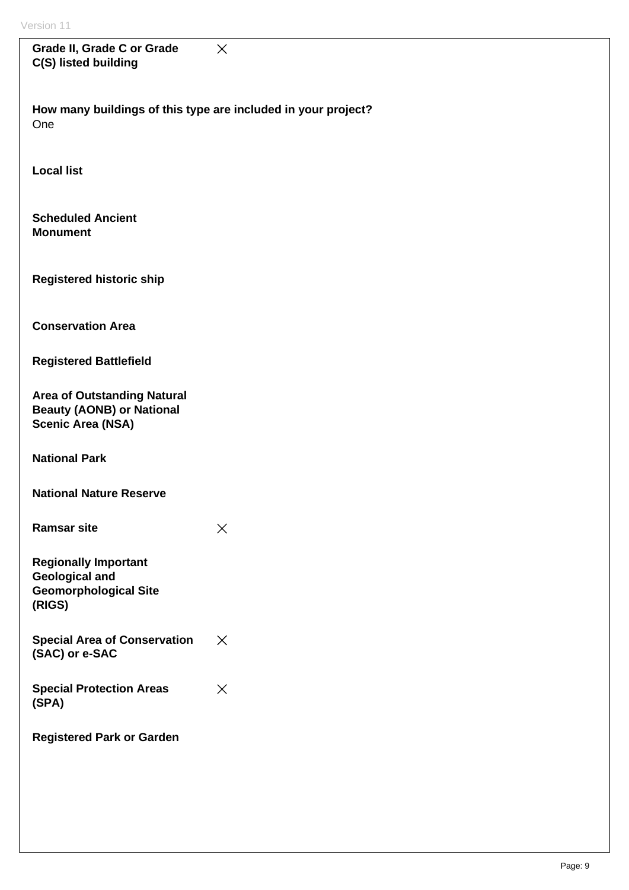**Grade II, Grade C or Grade C(S) listed building** ×

**How many buildings of this type are included in your project?**
One

**Local list**

**Scheduled Ancient Monument**

**Registered historic ship**

**Conservation Area**

**Registered Battlefield**

**Area of Outstanding Natural Beauty (AONB) or National Scenic Area (NSA)**

**National Park**

**National Nature Reserve**

**Ramsar site** ×

**Regionally Important Geological and Geomorphological Site (RIGS)**

**Special Area of Conservation (SAC) or e-SAC** ×

**Special Protection Areas (SPA)** ×

**Registered Park or Garden**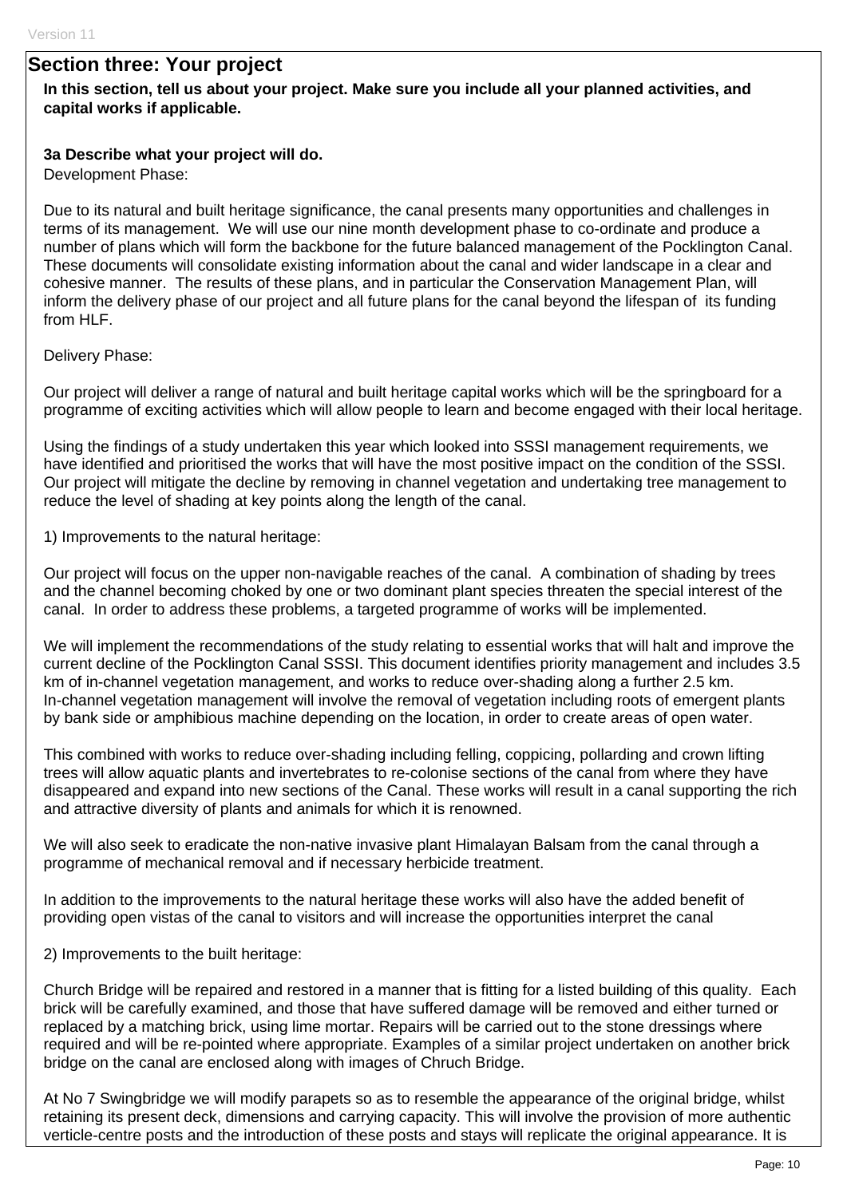## Section three: Your project

**In this section, tell us about your project. Make sure you include all your planned activities, and capital works if applicable.**

**3a Describe what your project will do.**

Development Phase:

Due to its natural and built heritage significance, the canal presents many opportunities and challenges in terms of its management. We will use our nine month development phase to co-ordinate and produce a number of plans which will form the backbone for the future balanced management of the Pocklington Canal. These documents will consolidate existing information about the canal and wider landscape in a clear and cohesive manner. The results of these plans, and in particular the Conservation Management Plan, will inform the delivery phase of our project and all future plans for the canal beyond the lifespan of its funding from HLF.

Delivery Phase:

Our project will deliver a range of natural and built heritage capital works which will be the springboard for a programme of exciting activities which will allow people to learn and become engaged with their local heritage.

Using the findings of a study undertaken this year which looked into SSSI management requirements, we have identified and prioritised the works that will have the most positive impact on the condition of the SSSI. Our project will mitigate the decline by removing in channel vegetation and undertaking tree management to reduce the level of shading at key points along the length of the canal.

1) Improvements to the natural heritage:

Our project will focus on the upper non-navigable reaches of the canal. A combination of shading by trees and the channel becoming choked by one or two dominant plant species threaten the special interest of the canal. In order to address these problems, a targeted programme of works will be implemented.

We will implement the recommendations of the study relating to essential works that will halt and improve the current decline of the Pocklington Canal SSSI. This document identifies priority management and includes 3.5 km of in-channel vegetation management, and works to reduce over-shading along a further 2.5 km. In-channel vegetation management will involve the removal of vegetation including roots of emergent plants by bank side or amphibious machine depending on the location, in order to create areas of open water.

This combined with works to reduce over-shading including felling, coppicing, pollarding and crown lifting trees will allow aquatic plants and invertebrates to re-colonise sections of the canal from where they have disappeared and expand into new sections of the Canal. These works will result in a canal supporting the rich and attractive diversity of plants and animals for which it is renowned.

We will also seek to eradicate the non-native invasive plant Himalayan Balsam from the canal through a programme of mechanical removal and if necessary herbicide treatment.

In addition to the improvements to the natural heritage these works will also have the added benefit of providing open vistas of the canal to visitors and will increase the opportunities interpret the canal

2) Improvements to the built heritage:

Church Bridge will be repaired and restored in a manner that is fitting for a listed building of this quality. Each brick will be carefully examined, and those that have suffered damage will be removed and either turned or replaced by a matching brick, using lime mortar. Repairs will be carried out to the stone dressings where required and will be re-pointed where appropriate. Examples of a similar project undertaken on another brick bridge on the canal are enclosed along with images of Chruch Bridge.

At No 7 Swingbridge we will modify parapets so as to resemble the appearance of the original bridge, whilst retaining its present deck, dimensions and carrying capacity. This will involve the provision of more authentic verticle-centre posts and the introduction of these posts and stays will replicate the original appearance. It is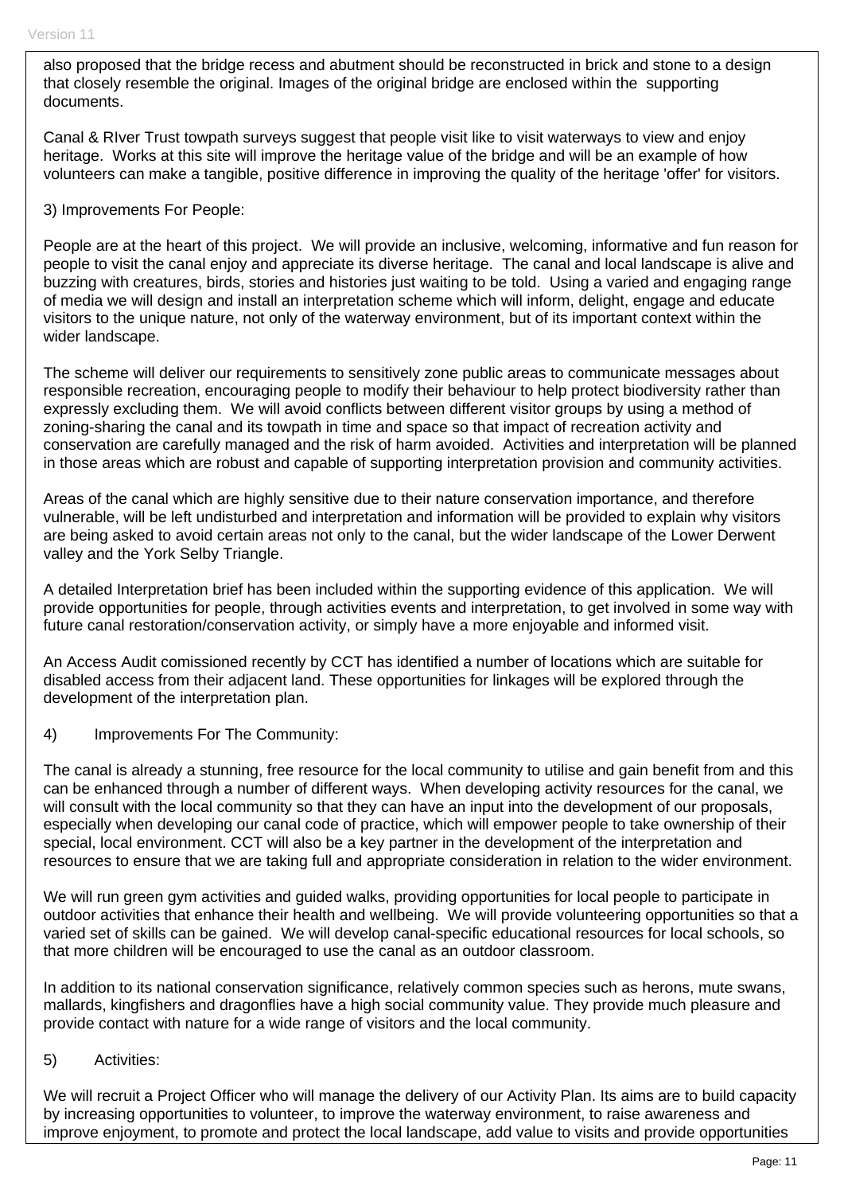also proposed that the bridge recess and abutment should be reconstructed in brick and stone to a design that closely resemble the original. Images of the original bridge are enclosed within the supporting documents.

Canal & RIver Trust towpath surveys suggest that people visit like to visit waterways to view and enjoy heritage. Works at this site will improve the heritage value of the bridge and will be an example of how volunteers can make a tangible, positive difference in improving the quality of the heritage 'offer' for visitors.

3) Improvements For People:

People are at the heart of this project. We will provide an inclusive, welcoming, informative and fun reason for people to visit the canal enjoy and appreciate its diverse heritage. The canal and local landscape is alive and buzzing with creatures, birds, stories and histories just waiting to be told. Using a varied and engaging range of media we will design and install an interpretation scheme which will inform, delight, engage and educate visitors to the unique nature, not only of the waterway environment, but of its important context within the wider landscape.

The scheme will deliver our requirements to sensitively zone public areas to communicate messages about responsible recreation, encouraging people to modify their behaviour to help protect biodiversity rather than expressly excluding them. We will avoid conflicts between different visitor groups by using a method of zoning-sharing the canal and its towpath in time and space so that impact of recreation activity and conservation are carefully managed and the risk of harm avoided. Activities and interpretation will be planned in those areas which are robust and capable of supporting interpretation provision and community activities.

Areas of the canal which are highly sensitive due to their nature conservation importance, and therefore vulnerable, will be left undisturbed and interpretation and information will be provided to explain why visitors are being asked to avoid certain areas not only to the canal, but the wider landscape of the Lower Derwent valley and the York Selby Triangle.

A detailed Interpretation brief has been included within the supporting evidence of this application. We will provide opportunities for people, through activities events and interpretation, to get involved in some way with future canal restoration/conservation activity, or simply have a more enjoyable and informed visit.

An Access Audit comissioned recently by CCT has identified a number of locations which are suitable for disabled access from their adjacent land. These opportunities for linkages will be explored through the development of the interpretation plan.

4) Improvements For The Community:

The canal is already a stunning, free resource for the local community to utilise and gain benefit from and this can be enhanced through a number of different ways. When developing activity resources for the canal, we will consult with the local community so that they can have an input into the development of our proposals, especially when developing our canal code of practice, which will empower people to take ownership of their special, local environment. CCT will also be a key partner in the development of the interpretation and resources to ensure that we are taking full and appropriate consideration in relation to the wider environment.

We will run green gym activities and guided walks, providing opportunities for local people to participate in outdoor activities that enhance their health and wellbeing. We will provide volunteering opportunities so that a varied set of skills can be gained. We will develop canal-specific educational resources for local schools, so that more children will be encouraged to use the canal as an outdoor classroom.

In addition to its national conservation significance, relatively common species such as herons, mute swans, mallards, kingfishers and dragonflies have a high social community value. They provide much pleasure and provide contact with nature for a wide range of visitors and the local community.

5) Activities:

We will recruit a Project Officer who will manage the delivery of our Activity Plan. Its aims are to build capacity by increasing opportunities to volunteer, to improve the waterway environment, to raise awareness and improve enjoyment, to promote and protect the local landscape, add value to visits and provide opportunities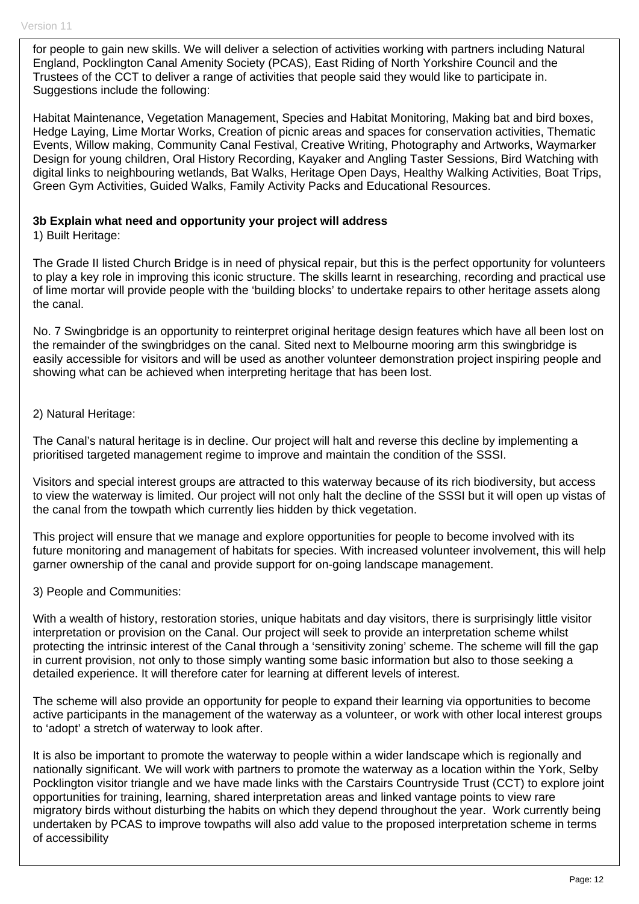for people to gain new skills. We will deliver a selection of activities working with partners including Natural England, Pocklington Canal Amenity Society (PCAS), East Riding of North Yorkshire Council and the Trustees of the CCT to deliver a range of activities that people said they would like to participate in. Suggestions include the following:

Habitat Maintenance, Vegetation Management, Species and Habitat Monitoring, Making bat and bird boxes, Hedge Laying, Lime Mortar Works, Creation of picnic areas and spaces for conservation activities, Thematic Events, Willow making, Community Canal Festival, Creative Writing, Photography and Artworks, Waymarker Design for young children, Oral History Recording, Kayaker and Angling Taster Sessions, Bird Watching with digital links to neighbouring wetlands, Bat Walks, Heritage Open Days, Healthy Walking Activities, Boat Trips, Green Gym Activities, Guided Walks, Family Activity Packs and Educational Resources.

**3b Explain what need and opportunity your project will address**

1) Built Heritage:

The Grade II listed Church Bridge is in need of physical repair, but this is the perfect opportunity for volunteers to play a key role in improving this iconic structure. The skills learnt in researching, recording and practical use of lime mortar will provide people with the 'building blocks' to undertake repairs to other heritage assets along the canal.

No. 7 Swingbridge is an opportunity to reinterpret original heritage design features which have all been lost on the remainder of the swingbridges on the canal. Sited next to Melbourne mooring arm this swingbridge is easily accessible for visitors and will be used as another volunteer demonstration project inspiring people and showing what can be achieved when interpreting heritage that has been lost.

2) Natural Heritage:

The Canal's natural heritage is in decline. Our project will halt and reverse this decline by implementing a prioritised targeted management regime to improve and maintain the condition of the SSSI.

Visitors and special interest groups are attracted to this waterway because of its rich biodiversity, but access to view the waterway is limited. Our project will not only halt the decline of the SSSI but it will open up vistas of the canal from the towpath which currently lies hidden by thick vegetation.

This project will ensure that we manage and explore opportunities for people to become involved with its future monitoring and management of habitats for species. With increased volunteer involvement, this will help garner ownership of the canal and provide support for on-going landscape management.

3) People and Communities:

With a wealth of history, restoration stories, unique habitats and day visitors, there is surprisingly little visitor interpretation or provision on the Canal. Our project will seek to provide an interpretation scheme whilst protecting the intrinsic interest of the Canal through a 'sensitivity zoning' scheme. The scheme will fill the gap in current provision, not only to those simply wanting some basic information but also to those seeking a detailed experience. It will therefore cater for learning at different levels of interest.

The scheme will also provide an opportunity for people to expand their learning via opportunities to become active participants in the management of the waterway as a volunteer, or work with other local interest groups to 'adopt' a stretch of waterway to look after.

It is also be important to promote the waterway to people within a wider landscape which is regionally and nationally significant. We will work with partners to promote the waterway as a location within the York, Selby Pocklington visitor triangle and we have made links with the Carstairs Countryside Trust (CCT) to explore joint opportunities for training, learning, shared interpretation areas and linked vantage points to view rare migratory birds without disturbing the habits on which they depend throughout the year. Work currently being undertaken by PCAS to improve towpaths will also add value to the proposed interpretation scheme in terms of accessibility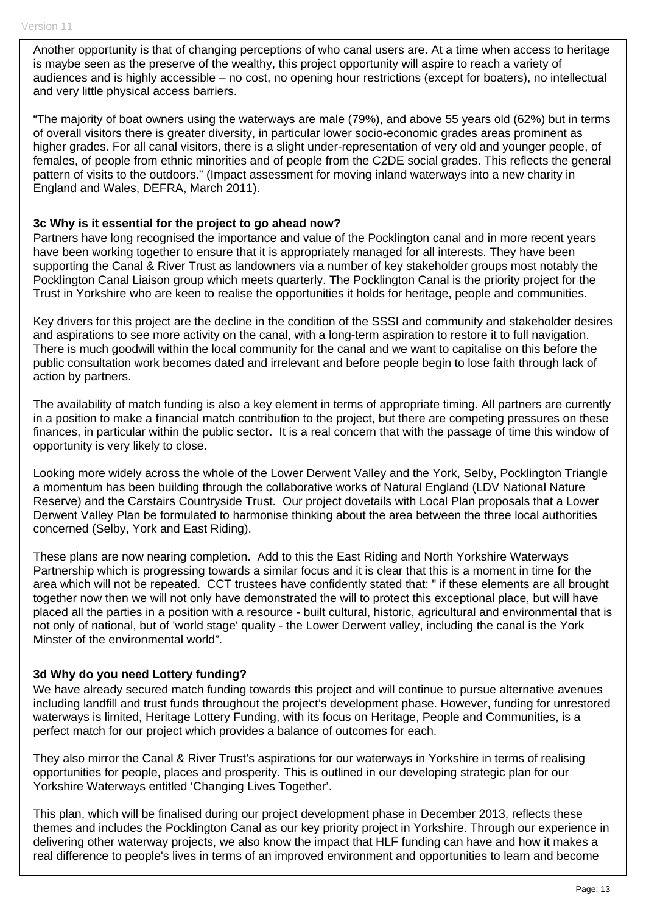Another opportunity is that of changing perceptions of who canal users are. At a time when access to heritage is maybe seen as the preserve of the wealthy, this project opportunity will aspire to reach a variety of audiences and is highly accessible – no cost, no opening hour restrictions (except for boaters), no intellectual and very little physical access barriers.

"The majority of boat owners using the waterways are male (79%), and above 55 years old (62%) but in terms of overall visitors there is greater diversity, in particular lower socio-economic grades areas prominent as higher grades. For all canal visitors, there is a slight under-representation of very old and younger people, of females, of people from ethnic minorities and of people from the C2DE social grades. This reflects the general pattern of visits to the outdoors." (Impact assessment for moving inland waterways into a new charity in England and Wales, DEFRA, March 2011).

**3c Why is it essential for the project to go ahead now?**

Partners have long recognised the importance and value of the Pocklington canal and in more recent years have been working together to ensure that it is appropriately managed for all interests. They have been supporting the Canal & River Trust as landowners via a number of key stakeholder groups most notably the Pocklington Canal Liaison group which meets quarterly. The Pocklington Canal is the priority project for the Trust in Yorkshire who are keen to realise the opportunities it holds for heritage, people and communities.

Key drivers for this project are the decline in the condition of the SSSI and community and stakeholder desires and aspirations to see more activity on the canal, with a long-term aspiration to restore it to full navigation. There is much goodwill within the local community for the canal and we want to capitalise on this before the public consultation work becomes dated and irrelevant and before people begin to lose faith through lack of action by partners.

The availability of match funding is also a key element in terms of appropriate timing. All partners are currently in a position to make a financial match contribution to the project, but there are competing pressures on these finances, in particular within the public sector. It is a real concern that with the passage of time this window of opportunity is very likely to close.

Looking more widely across the whole of the Lower Derwent Valley and the York, Selby, Pocklington Triangle a momentum has been building through the collaborative works of Natural England (LDV National Nature Reserve) and the Carstairs Countryside Trust. Our project dovetails with Local Plan proposals that a Lower Derwent Valley Plan be formulated to harmonise thinking about the area between the three local authorities concerned (Selby, York and East Riding).

These plans are now nearing completion. Add to this the East Riding and North Yorkshire Waterways Partnership which is progressing towards a similar focus and it is clear that this is a moment in time for the area which will not be repeated. CCT trustees have confidently stated that: " if these elements are all brought together now then we will not only have demonstrated the will to protect this exceptional place, but will have placed all the parties in a position with a resource - built cultural, historic, agricultural and environmental that is not only of national, but of 'world stage' quality - the Lower Derwent valley, including the canal is the York Minster of the environmental world".

**3d Why do you need Lottery funding?**

We have already secured match funding towards this project and will continue to pursue alternative avenues including landfill and trust funds throughout the project's development phase. However, funding for unrestored waterways is limited, Heritage Lottery Funding, with its focus on Heritage, People and Communities, is a perfect match for our project which provides a balance of outcomes for each.

They also mirror the Canal & River Trust's aspirations for our waterways in Yorkshire in terms of realising opportunities for people, places and prosperity. This is outlined in our developing strategic plan for our Yorkshire Waterways entitled 'Changing Lives Together'.

This plan, which will be finalised during our project development phase in December 2013, reflects these themes and includes the Pocklington Canal as our key priority project in Yorkshire. Through our experience in delivering other waterway projects, we also know the impact that HLF funding can have and how it makes a real difference to people's lives in terms of an improved environment and opportunities to learn and become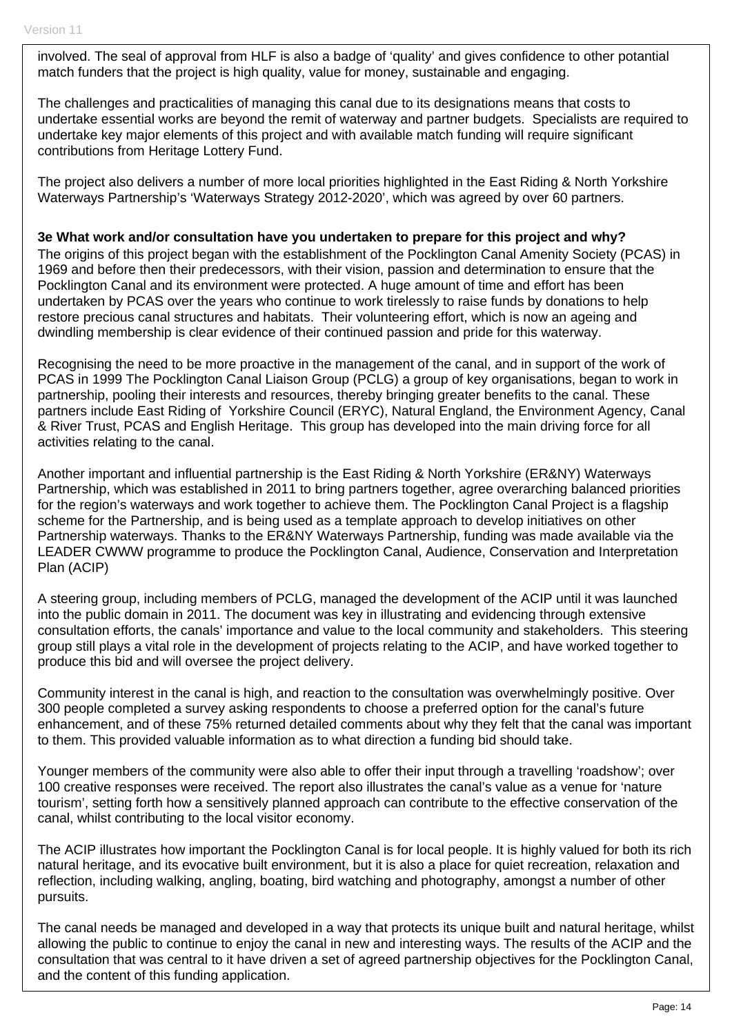involved. The seal of approval from HLF is also a badge of 'quality' and gives confidence to other potential match funders that the project is high quality, value for money, sustainable and engaging.

The challenges and practicalities of managing this canal due to its designations means that costs to undertake essential works are beyond the remit of waterway and partner budgets. Specialists are required to undertake key major elements of this project and with available match funding will require significant contributions from Heritage Lottery Fund.

The project also delivers a number of more local priorities highlighted in the East Riding & North Yorkshire Waterways Partnership's 'Waterways Strategy 2012-2020', which was agreed by over 60 partners.

**3e What work and/or consultation have you undertaken to prepare for this project and why?**

The origins of this project began with the establishment of the Pocklington Canal Amenity Society (PCAS) in 1969 and before then their predecessors, with their vision, passion and determination to ensure that the Pocklington Canal and its environment were protected. A huge amount of time and effort has been undertaken by PCAS over the years who continue to work tirelessly to raise funds by donations to help restore precious canal structures and habitats. Their volunteering effort, which is now an ageing and dwindling membership is clear evidence of their continued passion and pride for this waterway.

Recognising the need to be more proactive in the management of the canal, and in support of the work of PCAS in 1999 The Pocklington Canal Liaison Group (PCLG) a group of key organisations, began to work in partnership, pooling their interests and resources, thereby bringing greater benefits to the canal. These partners include East Riding of Yorkshire Council (ERYC), Natural England, the Environment Agency, Canal & River Trust, PCAS and English Heritage. This group has developed into the main driving force for all activities relating to the canal.

Another important and influential partnership is the East Riding & North Yorkshire (ER&NY) Waterways Partnership, which was established in 2011 to bring partners together, agree overarching balanced priorities for the region's waterways and work together to achieve them. The Pocklington Canal Project is a flagship scheme for the Partnership, and is being used as a template approach to develop initiatives on other Partnership waterways. Thanks to the ER&NY Waterways Partnership, funding was made available via the LEADER CWWW programme to produce the Pocklington Canal, Audience, Conservation and Interpretation Plan (ACIP)

A steering group, including members of PCLG, managed the development of the ACIP until it was launched into the public domain in 2011. The document was key in illustrating and evidencing through extensive consultation efforts, the canals' importance and value to the local community and stakeholders. This steering group still plays a vital role in the development of projects relating to the ACIP, and have worked together to produce this bid and will oversee the project delivery.

Community interest in the canal is high, and reaction to the consultation was overwhelmingly positive. Over 300 people completed a survey asking respondents to choose a preferred option for the canal's future enhancement, and of these 75% returned detailed comments about why they felt that the canal was important to them. This provided valuable information as to what direction a funding bid should take.

Younger members of the community were also able to offer their input through a travelling 'roadshow'; over 100 creative responses were received. The report also illustrates the canal's value as a venue for 'nature tourism', setting forth how a sensitively planned approach can contribute to the effective conservation of the canal, whilst contributing to the local visitor economy.

The ACIP illustrates how important the Pocklington Canal is for local people. It is highly valued for both its rich natural heritage, and its evocative built environment, but it is also a place for quiet recreation, relaxation and reflection, including walking, angling, boating, bird watching and photography, amongst a number of other pursuits.

The canal needs be managed and developed in a way that protects its unique built and natural heritage, whilst allowing the public to continue to enjoy the canal in new and interesting ways. The results of the ACIP and the consultation that was central to it have driven a set of agreed partnership objectives for the Pocklington Canal, and the content of this funding application.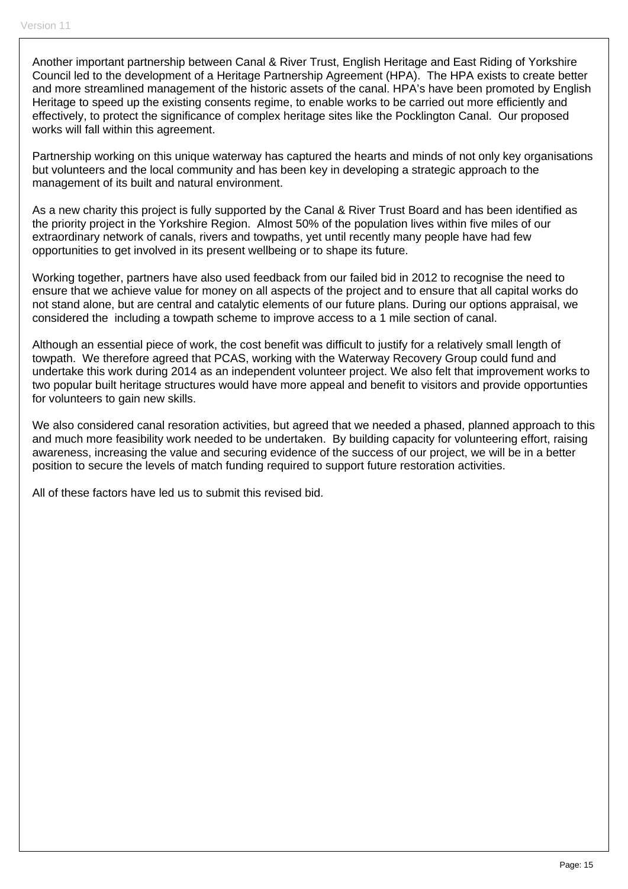Another important partnership between Canal & River Trust, English Heritage and East Riding of Yorkshire Council led to the development of a Heritage Partnership Agreement (HPA). The HPA exists to create better and more streamlined management of the historic assets of the canal. HPA's have been promoted by English Heritage to speed up the existing consents regime, to enable works to be carried out more efficiently and effectively, to protect the significance of complex heritage sites like the Pocklington Canal. Our proposed works will fall within this agreement.

Partnership working on this unique waterway has captured the hearts and minds of not only key organisations but volunteers and the local community and has been key in developing a strategic approach to the management of its built and natural environment.

As a new charity this project is fully supported by the Canal & River Trust Board and has been identified as the priority project in the Yorkshire Region. Almost 50% of the population lives within five miles of our extraordinary network of canals, rivers and towpaths, yet until recently many people have had few opportunities to get involved in its present wellbeing or to shape its future.

Working together, partners have also used feedback from our failed bid in 2012 to recognise the need to ensure that we achieve value for money on all aspects of the project and to ensure that all capital works do not stand alone, but are central and catalytic elements of our future plans. During our options appraisal, we considered the including a towpath scheme to improve access to a 1 mile section of canal.

Although an essential piece of work, the cost benefit was difficult to justify for a relatively small length of towpath. We therefore agreed that PCAS, working with the Waterway Recovery Group could fund and undertake this work during 2014 as an independent volunteer project. We also felt that improvement works to two popular built heritage structures would have more appeal and benefit to visitors and provide opportunties for volunteers to gain new skills.

We also considered canal resoration activities, but agreed that we needed a phased, planned approach to this and much more feasibility work needed to be undertaken. By building capacity for volunteering effort, raising awareness, increasing the value and securing evidence of the success of our project, we will be in a better position to secure the levels of match funding required to support future restoration activities.

All of these factors have led us to submit this revised bid.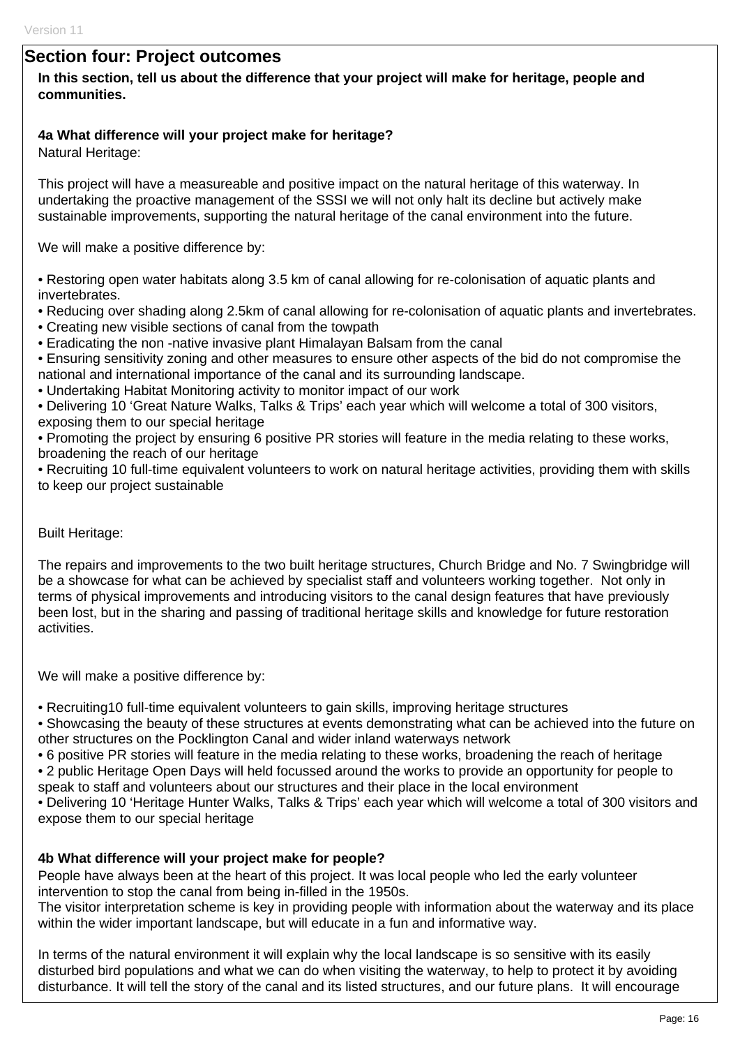## Section four: Project outcomes

**In this section, tell us about the difference that your project will make for heritage, people and communities.**

**4a What difference will your project make for heritage?**

Natural Heritage:

This project will have a measureable and positive impact on the natural heritage of this waterway. In undertaking the proactive management of the SSSI we will not only halt its decline but actively make sustainable improvements, supporting the natural heritage of the canal environment into the future.

We will make a positive difference by:

• Restoring open water habitats along 3.5 km of canal allowing for re-colonisation of aquatic plants and invertebrates.
• Reducing over shading along 2.5km of canal allowing for re-colonisation of aquatic plants and invertebrates.
• Creating new visible sections of canal from the towpath
• Eradicating the non -native invasive plant Himalayan Balsam from the canal
• Ensuring sensitivity zoning and other measures to ensure other aspects of the bid do not compromise the national and international importance of the canal and its surrounding landscape.
• Undertaking Habitat Monitoring activity to monitor impact of our work
• Delivering 10 'Great Nature Walks, Talks & Trips' each year which will welcome a total of 300 visitors, exposing them to our special heritage
• Promoting the project by ensuring 6 positive PR stories will feature in the media relating to these works, broadening the reach of our heritage
• Recruiting 10 full-time equivalent volunteers to work on natural heritage activities, providing them with skills to keep our project sustainable

Built Heritage:

The repairs and improvements to the two built heritage structures, Church Bridge and No. 7 Swingbridge will be a showcase for what can be achieved by specialist staff and volunteers working together. Not only in terms of physical improvements and introducing visitors to the canal design features that have previously been lost, but in the sharing and passing of traditional heritage skills and knowledge for future restoration activities.

We will make a positive difference by:

• Recruiting10 full-time equivalent volunteers to gain skills, improving heritage structures
• Showcasing the beauty of these structures at events demonstrating what can be achieved into the future on other structures on the Pocklington Canal and wider inland waterways network
• 6 positive PR stories will feature in the media relating to these works, broadening the reach of heritage
• 2 public Heritage Open Days will held focussed around the works to provide an opportunity for people to speak to staff and volunteers about our structures and their place in the local environment
• Delivering 10 'Heritage Hunter Walks, Talks & Trips' each year which will welcome a total of 300 visitors and expose them to our special heritage

**4b What difference will your project make for people?**

People have always been at the heart of this project. It was local people who led the early volunteer intervention to stop the canal from being in-filled in the 1950s.
The visitor interpretation scheme is key in providing people with information about the waterway and its place within the wider important landscape, but will educate in a fun and informative way.

In terms of the natural environment it will explain why the local landscape is so sensitive with its easily disturbed bird populations and what we can do when visiting the waterway, to help to protect it by avoiding disturbance. It will tell the story of the canal and its listed structures, and our future plans. It will encourage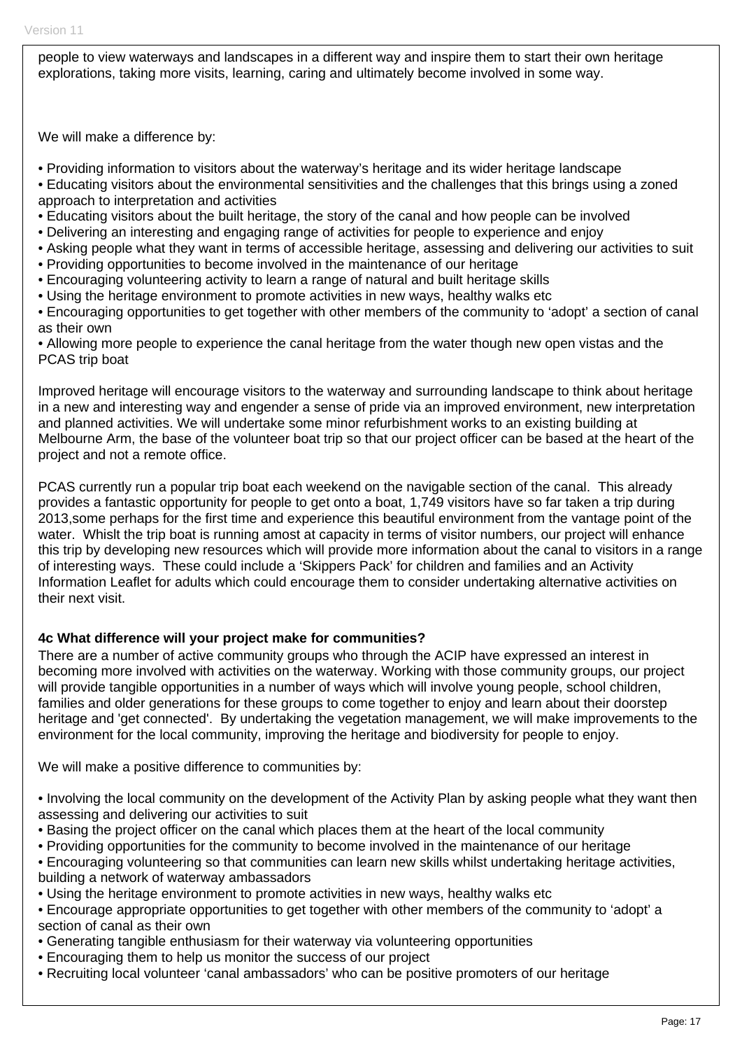people to view waterways and landscapes in a different way and inspire them to start their own heritage explorations, taking more visits, learning, caring and ultimately become involved in some way.

We will make a difference by:

• Providing information to visitors about the waterway's heritage and its wider heritage landscape
• Educating visitors about the environmental sensitivities and the challenges that this brings using a zoned approach to interpretation and activities
• Educating visitors about the built heritage, the story of the canal and how people can be involved
• Delivering an interesting and engaging range of activities for people to experience and enjoy
• Asking people what they want in terms of accessible heritage, assessing and delivering our activities to suit
• Providing opportunities to become involved in the maintenance of our heritage
• Encouraging volunteering activity to learn a range of natural and built heritage skills
• Using the heritage environment to promote activities in new ways, healthy walks etc
• Encouraging opportunities to get together with other members of the community to 'adopt' a section of canal as their own
• Allowing more people to experience the canal heritage from the water though new open vistas and the PCAS trip boat

Improved heritage will encourage visitors to the waterway and surrounding landscape to think about heritage in a new and interesting way and engender a sense of pride via an improved environment, new interpretation and planned activities. We will undertake some minor refurbishment works to an existing building at Melbourne Arm, the base of the volunteer boat trip so that our project officer can be based at the heart of the project and not a remote office.

PCAS currently run a popular trip boat each weekend on the navigable section of the canal. This already provides a fantastic opportunity for people to get onto a boat, 1,749 visitors have so far taken a trip during 2013,some perhaps for the first time and experience this beautiful environment from the vantage point of the water. Whislt the trip boat is running amost at capacity in terms of visitor numbers, our project will enhance this trip by developing new resources which will provide more information about the canal to visitors in a range of interesting ways. These could include a 'Skippers Pack' for children and families and an Activity Information Leaflet for adults which could encourage them to consider undertaking alternative activities on their next visit.

**4c What difference will your project make for communities?**

There are a number of active community groups who through the ACIP have expressed an interest in becoming more involved with activities on the waterway. Working with those community groups, our project will provide tangible opportunities in a number of ways which will involve young people, school children, families and older generations for these groups to come together to enjoy and learn about their doorstep heritage and 'get connected'. By undertaking the vegetation management, we will make improvements to the environment for the local community, improving the heritage and biodiversity for people to enjoy.

We will make a positive difference to communities by:

• Involving the local community on the development of the Activity Plan by asking people what they want then assessing and delivering our activities to suit
• Basing the project officer on the canal which places them at the heart of the local community
• Providing opportunities for the community to become involved in the maintenance of our heritage
• Encouraging volunteering so that communities can learn new skills whilst undertaking heritage activities, building a network of waterway ambassadors
• Using the heritage environment to promote activities in new ways, healthy walks etc
• Encourage appropriate opportunities to get together with other members of the community to 'adopt' a section of canal as their own
• Generating tangible enthusiasm for their waterway via volunteering opportunities
• Encouraging them to help us monitor the success of our project
• Recruiting local volunteer 'canal ambassadors' who can be positive promoters of our heritage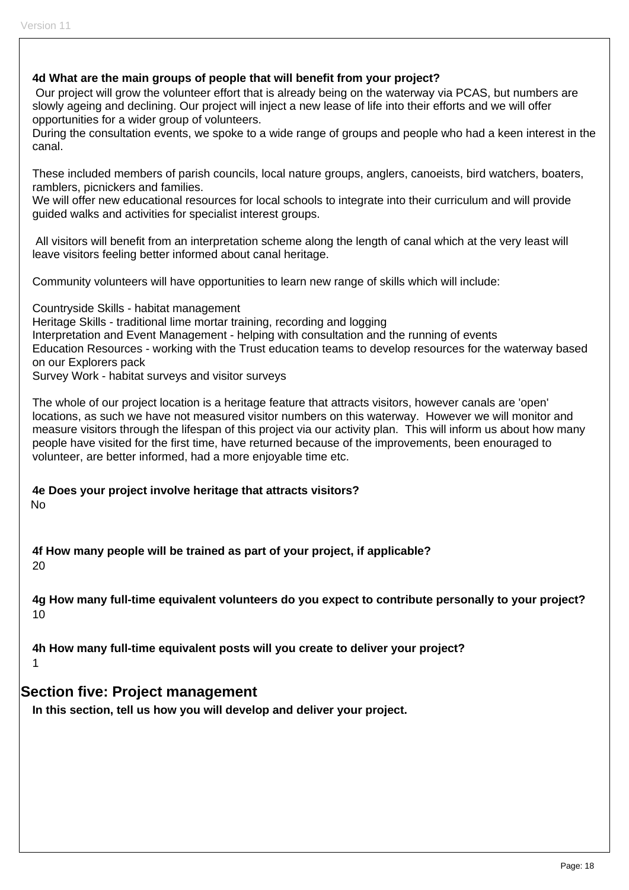**4d What are the main groups of people that will benefit from your project?**

Our project will grow the volunteer effort that is already being on the waterway via PCAS, but numbers are slowly ageing and declining. Our project will inject a new lease of life into their efforts and we will offer opportunities for a wider group of volunteers.
During the consultation events, we spoke to a wide range of groups and people who had a keen interest in the canal.

These included members of parish councils, local nature groups, anglers, canoeists, bird watchers, boaters, ramblers, picnickers and families.
We will offer new educational resources for local schools to integrate into their curriculum and will provide guided walks and activities for specialist interest groups.

All visitors will benefit from an interpretation scheme along the length of canal which at the very least will leave visitors feeling better informed about canal heritage.

Community volunteers will have opportunities to learn new range of skills which will include:

Countryside Skills - habitat management
Heritage Skills - traditional lime mortar training, recording and logging
Interpretation and Event Management - helping with consultation and the running of events
Education Resources - working with the Trust education teams to develop resources for the waterway based on our Explorers pack
Survey Work - habitat surveys and visitor surveys

The whole of our project location is a heritage feature that attracts visitors, however canals are 'open' locations, as such we have not measured visitor numbers on this waterway. However we will monitor and measure visitors through the lifespan of this project via our activity plan. This will inform us about how many people have visited for the first time, have returned because of the improvements, been enouraged to volunteer, are better informed, had a more enjoyable time etc.

**4e Does your project involve heritage that attracts visitors?**

No

**4f How many people will be trained as part of your project, if applicable?**

20

**4g How many full-time equivalent volunteers do you expect to contribute personally to your project?**

10

**4h How many full-time equivalent posts will you create to deliver your project?**

1

## Section five: Project management

**In this section, tell us how you will develop and deliver your project.**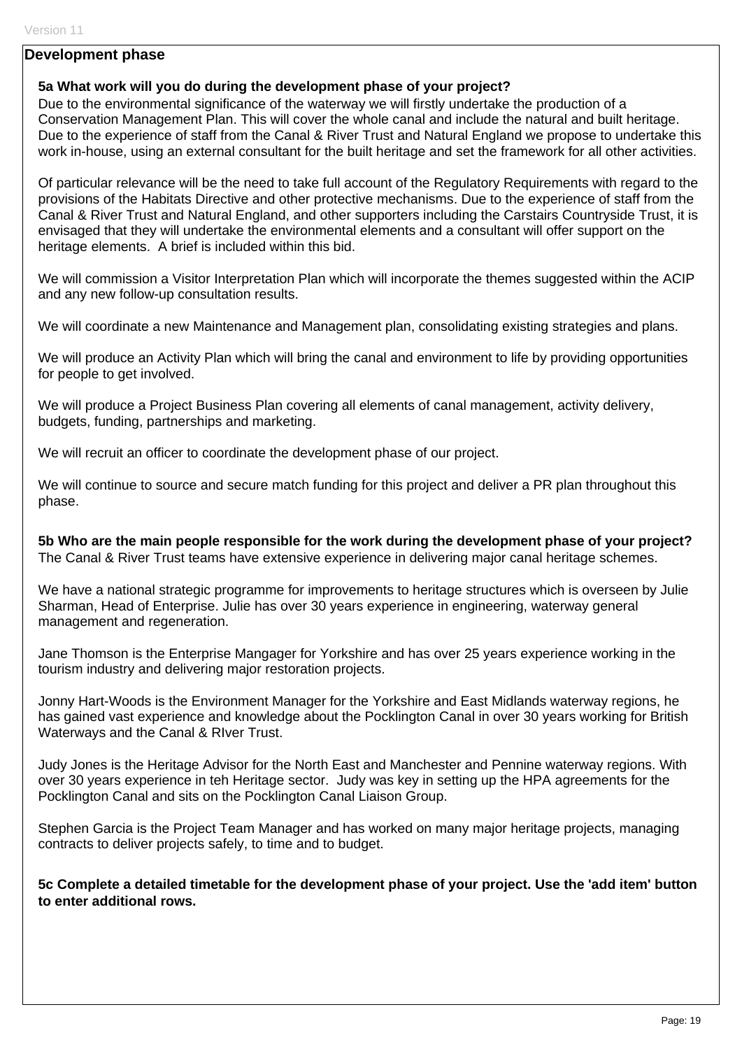## Development phase

**5a What work will you do during the development phase of your project?**

Due to the environmental significance of the waterway we will firstly undertake the production of a Conservation Management Plan. This will cover the whole canal and include the natural and built heritage. Due to the experience of staff from the Canal & River Trust and Natural England we propose to undertake this work in-house, using an external consultant for the built heritage and set the framework for all other activities.

Of particular relevance will be the need to take full account of the Regulatory Requirements with regard to the provisions of the Habitats Directive and other protective mechanisms. Due to the experience of staff from the Canal & River Trust and Natural England, and other supporters including the Carstairs Countryside Trust, it is envisaged that they will undertake the environmental elements and a consultant will offer support on the heritage elements. A brief is included within this bid.

We will commission a Visitor Interpretation Plan which will incorporate the themes suggested within the ACIP and any new follow-up consultation results.

We will coordinate a new Maintenance and Management plan, consolidating existing strategies and plans.

We will produce an Activity Plan which will bring the canal and environment to life by providing opportunities for people to get involved.

We will produce a Project Business Plan covering all elements of canal management, activity delivery, budgets, funding, partnerships and marketing.

We will recruit an officer to coordinate the development phase of our project.

We will continue to source and secure match funding for this project and deliver a PR plan throughout this phase.

**5b Who are the main people responsible for the work during the development phase of your project?**

The Canal & River Trust teams have extensive experience in delivering major canal heritage schemes.

We have a national strategic programme for improvements to heritage structures which is overseen by Julie Sharman, Head of Enterprise. Julie has over 30 years experience in engineering, waterway general management and regeneration.

Jane Thomson is the Enterprise Mangager for Yorkshire and has over 25 years experience working in the tourism industry and delivering major restoration projects.

Jonny Hart-Woods is the Environment Manager for the Yorkshire and East Midlands waterway regions, he has gained vast experience and knowledge about the Pocklington Canal in over 30 years working for British Waterways and the Canal & RIver Trust.

Judy Jones is the Heritage Advisor for the North East and Manchester and Pennine waterway regions. With over 30 years experience in teh Heritage sector. Judy was key in setting up the HPA agreements for the Pocklington Canal and sits on the Pocklington Canal Liaison Group.

Stephen Garcia is the Project Team Manager and has worked on many major heritage projects, managing contracts to deliver projects safely, to time and to budget.

**5c Complete a detailed timetable for the development phase of your project. Use the 'add item' button to enter additional rows.**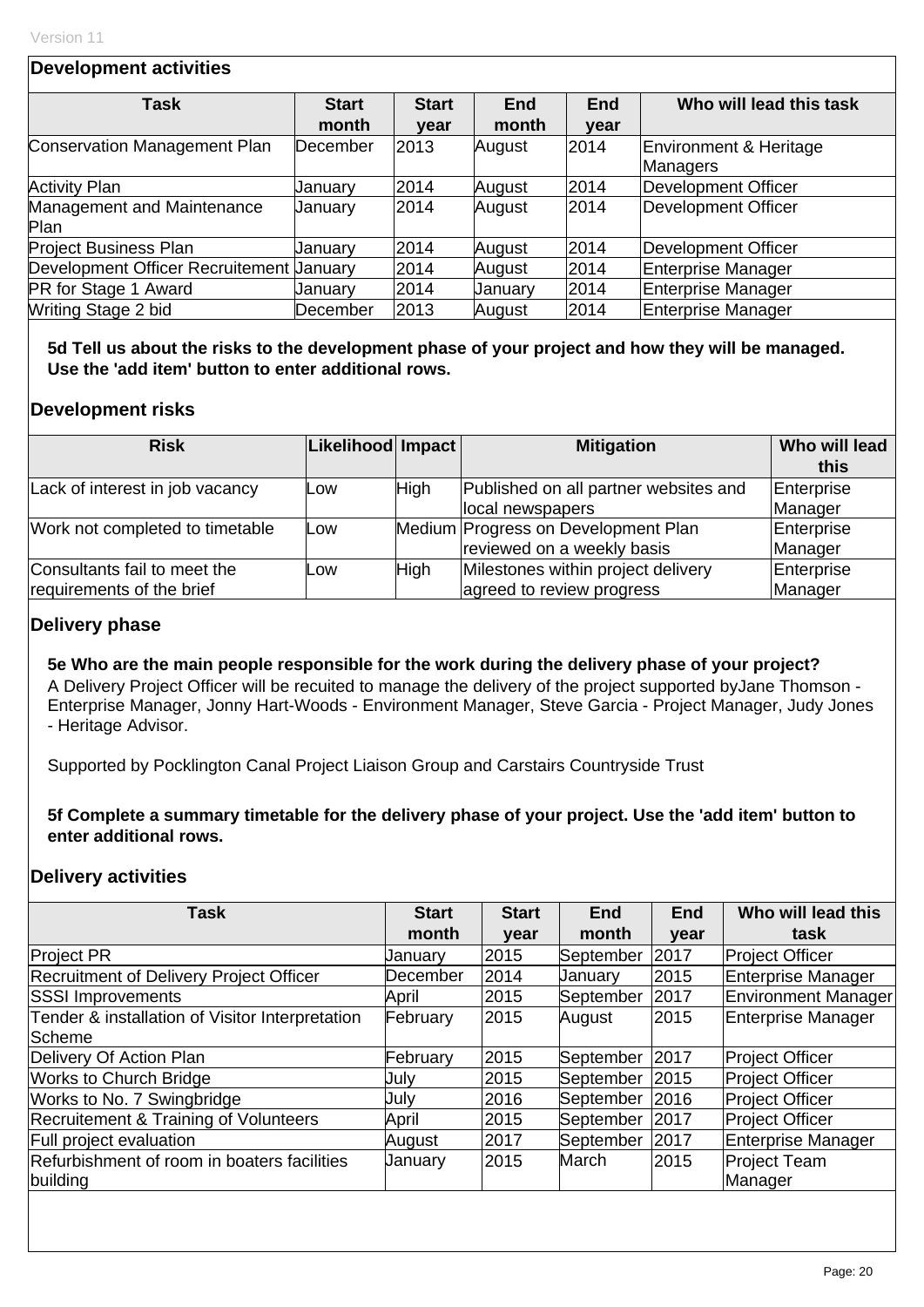## Development activities

| Task | Start month | Start year | End month | End year | Who will lead this task |
|---|---|---|---|---|---|
| Conservation Management Plan | December | 2013 | August | 2014 | Environment & Heritage Managers |
| Activity Plan | January | 2014 | August | 2014 | Development Officer |
| Management and Maintenance Plan | January | 2014 | August | 2014 | Development Officer |
| Project Business Plan | January | 2014 | August | 2014 | Development Officer |
| Development Officer Recruitement | January | 2014 | August | 2014 | Enterprise Manager |
| PR for Stage 1 Award | January | 2014 | January | 2014 | Enterprise Manager |
| Writing Stage 2 bid | December | 2013 | August | 2014 | Enterprise Manager |

**5d Tell us about the risks to the development phase of your project and how they will be managed. Use the 'add item' button to enter additional rows.**

## Development risks

| Risk | Likelihood | Impact | Mitigation | Who will lead this |
|---|---|---|---|---|
| Lack of interest in job vacancy | Low | High | Published on all partner websites and local newspapers | Enterprise Manager |
| Work not completed to timetable | Low | Medium | Progress on Development Plan reviewed on a weekly basis | Enterprise Manager |
| Consultants fail to meet the requirements of the brief | Low | High | Milestones within project delivery agreed to review progress | Enterprise Manager |

## Delivery phase

**5e Who are the main people responsible for the work during the delivery phase of your project?**

A Delivery Project Officer will be recuited to manage the delivery of the project supported byJane Thomson - Enterprise Manager, Jonny Hart-Woods - Environment Manager, Steve Garcia - Project Manager, Judy Jones - Heritage Advisor.

Supported by Pocklington Canal Project Liaison Group and Carstairs Countryside Trust

**5f Complete a summary timetable for the delivery phase of your project. Use the 'add item' button to enter additional rows.**

## Delivery activities

| Task | Start month | Start year | End month | End year | Who will lead this task |
|---|---|---|---|---|---|
| Project PR | January | 2015 | September | 2017 | Project Officer |
| Recruitment of Delivery Project Officer | December | 2014 | January | 2015 | Enterprise Manager |
| SSSI Improvements | April | 2015 | September | 2017 | Environment Manager |
| Tender & installation of Visitor Interpretation Scheme | February | 2015 | August | 2015 | Enterprise Manager |
| Delivery Of Action Plan | February | 2015 | September | 2017 | Project Officer |
| Works to Church Bridge | July | 2015 | September | 2015 | Project Officer |
| Works to No. 7 Swingbridge | July | 2016 | September | 2016 | Project Officer |
| Recruitement & Training of Volunteers | April | 2015 | September | 2017 | Project Officer |
| Full project evaluation | August | 2017 | September | 2017 | Enterprise Manager |
| Refurbishment of room in boaters facilities building | January | 2015 | March | 2015 | Project Team Manager |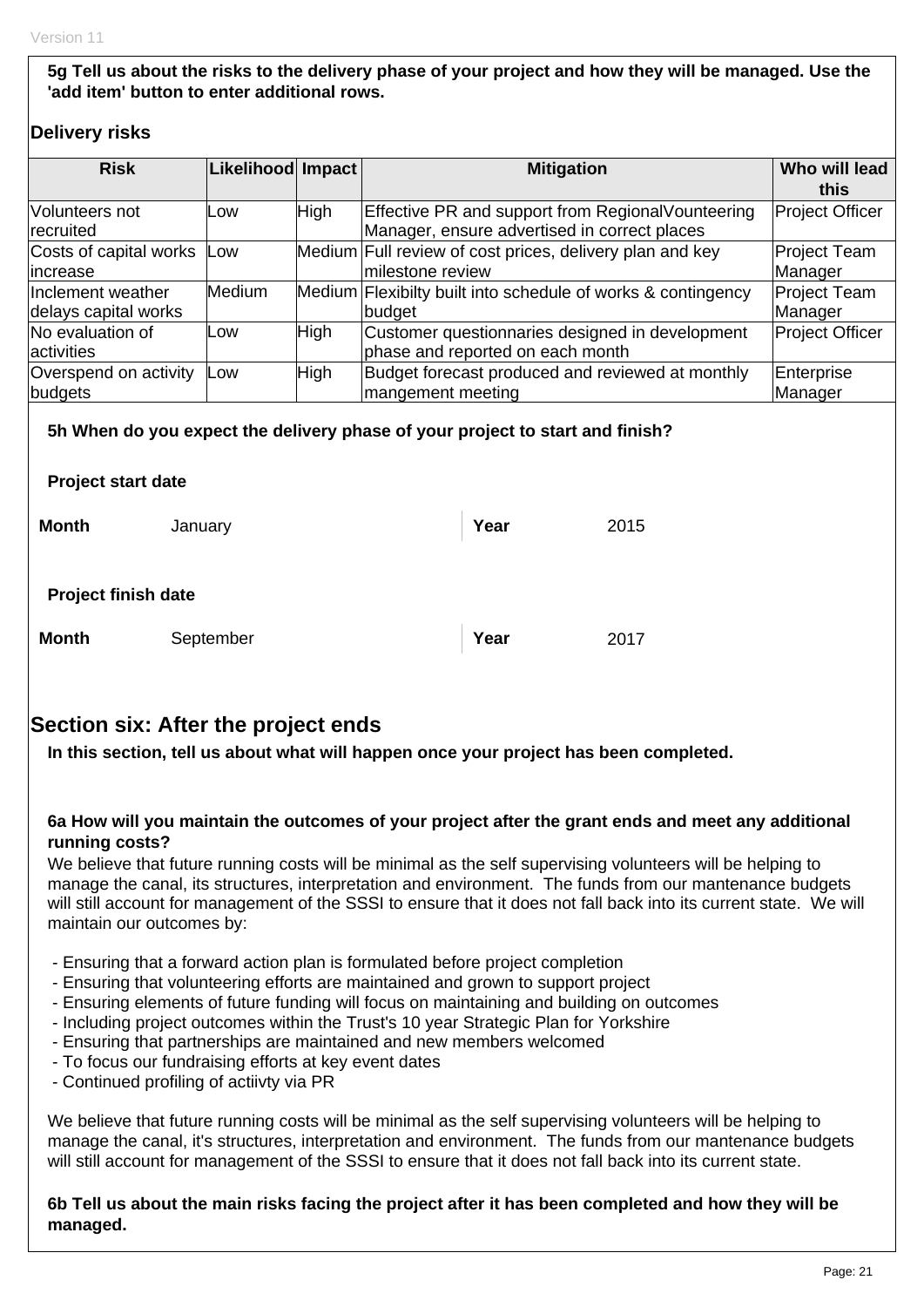**5g Tell us about the risks to the delivery phase of your project and how they will be managed. Use the 'add item' button to enter additional rows.**

### Delivery risks

| Risk | Likelihood | Impact | Mitigation | Who will lead this |
|---|---|---|---|---|
| Volunteers not recruited | Low | High | Effective PR and support from RegionalVounteering Manager, ensure advertised in correct places | Project Officer |
| Costs of capital works increase | Low | Medium | Full review of cost prices, delivery plan and key milestone review | Project Team Manager |
| Inclement weather delays capital works | Medium | Medium | Flexibilty built into schedule of works & contingency budget | Project Team Manager |
| No evaluation of activities | Low | High | Customer questionnaries designed in development phase and reported on each month | Project Officer |
| Overspend on activity budgets | Low | High | Budget forecast produced and reviewed at monthly mangement meeting | Enterprise Manager |

**5h When do you expect the delivery phase of your project to start and finish?**

**Project start date**

**Month** January **Year** 2015

**Project finish date**

**Month** September **Year** 2017

## Section six: After the project ends

**In this section, tell us about what will happen once your project has been completed.**

**6a How will you maintain the outcomes of your project after the grant ends and meet any additional running costs?**

We believe that future running costs will be minimal as the self supervising volunteers will be helping to manage the canal, its structures, interpretation and environment. The funds from our mantenance budgets will still account for management of the SSSI to ensure that it does not fall back into its current state. We will maintain our outcomes by:

- Ensuring that a forward action plan is formulated before project completion
- Ensuring that volunteering efforts are maintained and grown to support project
- Ensuring elements of future funding will focus on maintaining and building on outcomes
- Including project outcomes within the Trust's 10 year Strategic Plan for Yorkshire
- Ensuring that partnerships are maintained and new members welcomed
- To focus our fundraising efforts at key event dates
- Continued profiling of actiivty via PR

We believe that future running costs will be minimal as the self supervising volunteers will be helping to manage the canal, it's structures, interpretation and environment. The funds from our mantenance budgets will still account for management of the SSSI to ensure that it does not fall back into its current state.

**6b Tell us about the main risks facing the project after it has been completed and how they will be managed.**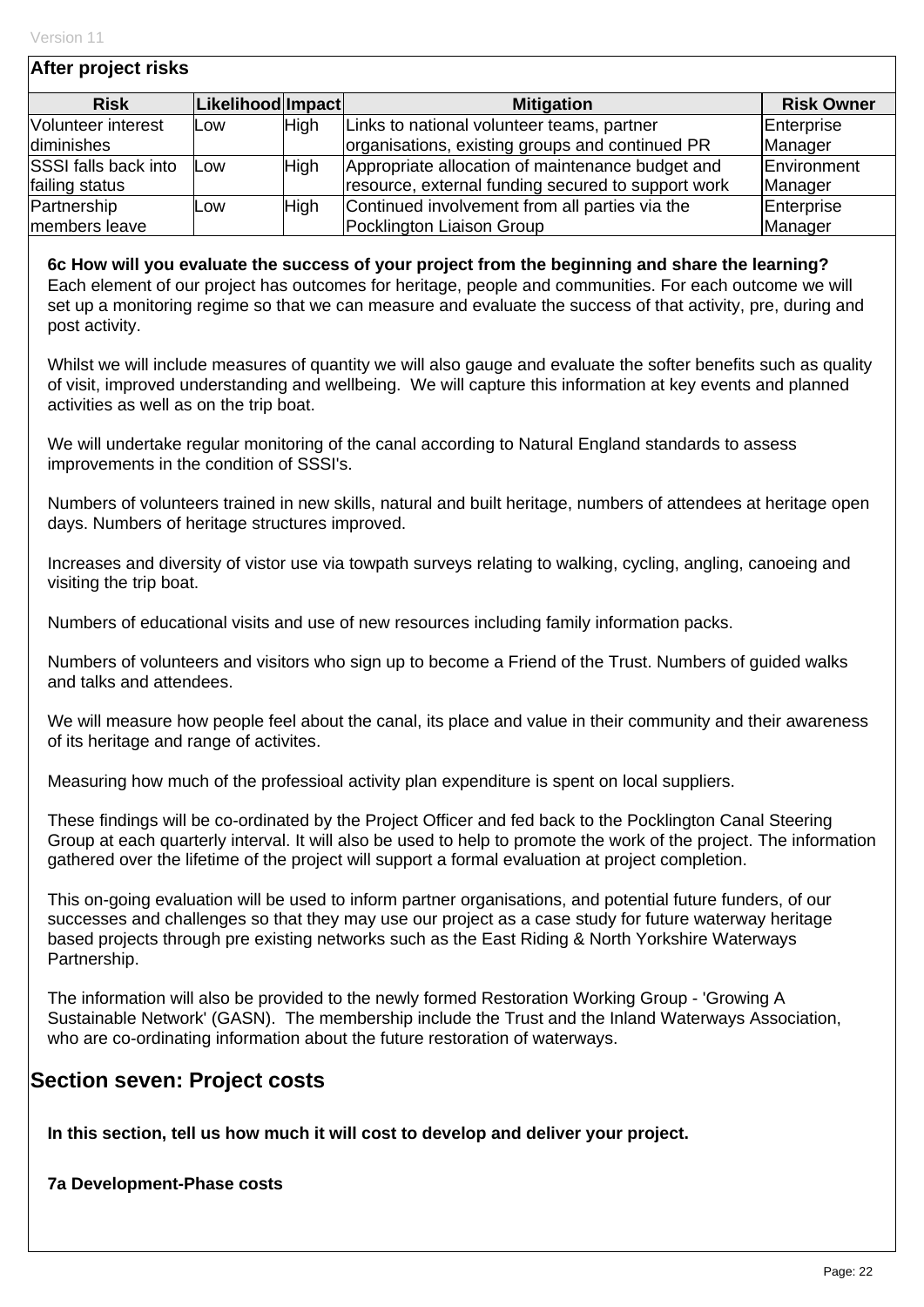**After project risks**

| Risk | Likelihood | Impact | Mitigation | Risk Owner |
|---|---|---|---|---|
| Volunteer interest diminishes | Low | High | Links to national volunteer teams, partner organisations, existing groups and continued PR | Enterprise Manager |
| SSSI falls back into failing status | Low | High | Appropriate allocation of maintenance budget and resource, external funding secured to support work | Environment Manager |
| Partnership members leave | Low | High | Continued involvement from all parties via the Pocklington Liaison Group | Enterprise Manager |

**6c How will you evaluate the success of your project from the beginning and share the learning?**

Each element of our project has outcomes for heritage, people and communities. For each outcome we will set up a monitoring regime so that we can measure and evaluate the success of that activity, pre, during and post activity.

Whilst we will include measures of quantity we will also gauge and evaluate the softer benefits such as quality of visit, improved understanding and wellbeing. We will capture this information at key events and planned activities as well as on the trip boat.

We will undertake regular monitoring of the canal according to Natural England standards to assess improvements in the condition of SSSI's.

Numbers of volunteers trained in new skills, natural and built heritage, numbers of attendees at heritage open days. Numbers of heritage structures improved.

Increases and diversity of vistor use via towpath surveys relating to walking, cycling, angling, canoeing and visiting the trip boat.

Numbers of educational visits and use of new resources including family information packs.

Numbers of volunteers and visitors who sign up to become a Friend of the Trust. Numbers of guided walks and talks and attendees.

We will measure how people feel about the canal, its place and value in their community and their awareness of its heritage and range of activites.

Measuring how much of the professioal activity plan expenditure is spent on local suppliers.

These findings will be co-ordinated by the Project Officer and fed back to the Pocklington Canal Steering Group at each quarterly interval. It will also be used to help to promote the work of the project. The information gathered over the lifetime of the project will support a formal evaluation at project completion.

This on-going evaluation will be used to inform partner organisations, and potential future funders, of our successes and challenges so that they may use our project as a case study for future waterway heritage based projects through pre existing networks such as the East Riding & North Yorkshire Waterways Partnership.

The information will also be provided to the newly formed Restoration Working Group - 'Growing A Sustainable Network' (GASN). The membership include the Trust and the Inland Waterways Association, who are co-ordinating information about the future restoration of waterways.

## Section seven: Project costs

**In this section, tell us how much it will cost to develop and deliver your project.**

**7a Development-Phase costs**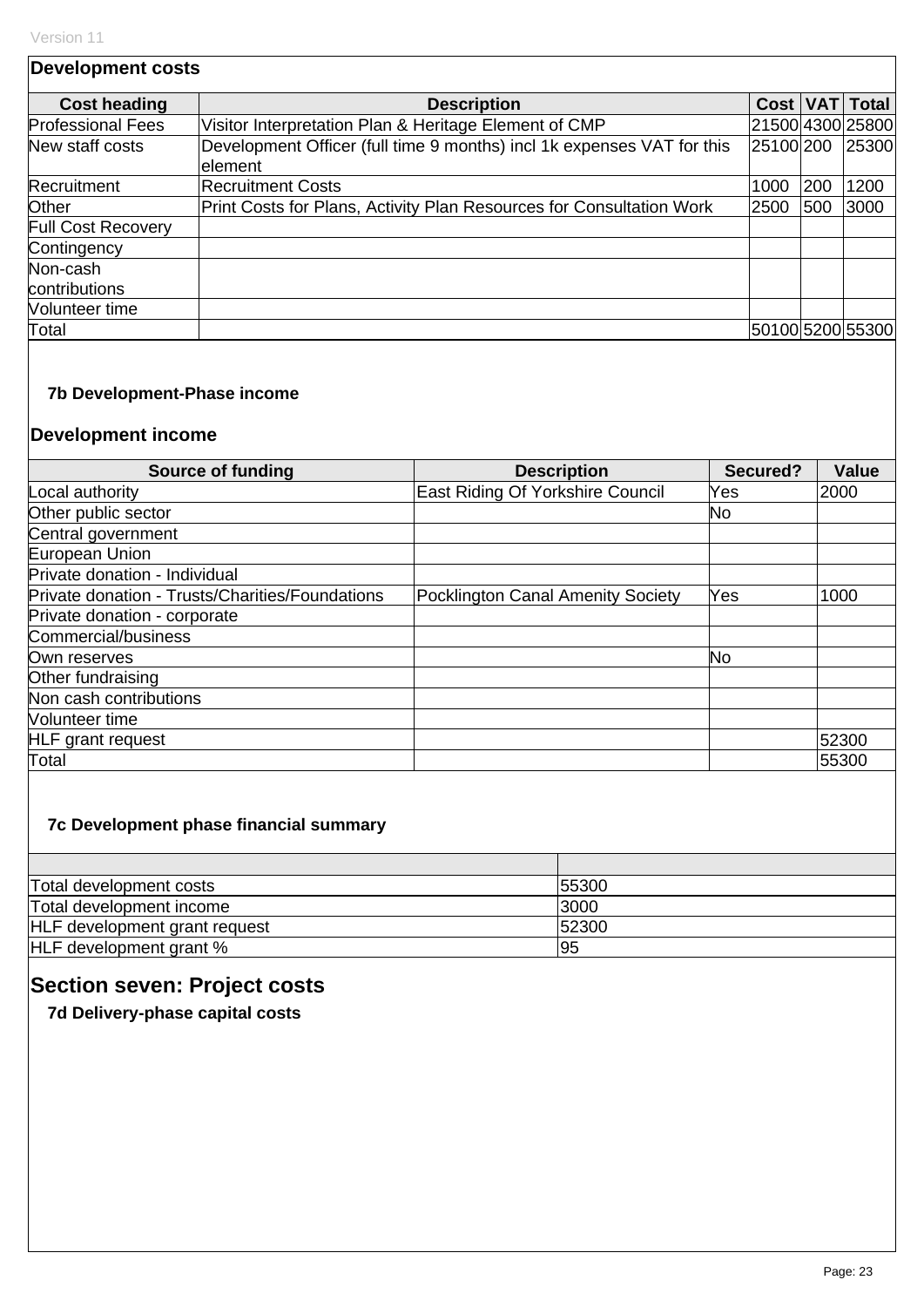Version 11

## Development costs

| Cost heading | Description | Cost | VAT | Total |
|---|---|---|---|---|
| Professional Fees | Visitor Interpretation Plan & Heritage Element of CMP | 21500 | 4300 | 25800 |
| New staff costs | Development Officer (full time 9 months) incl 1k expenses VAT for this element | 25100 | 200 | 25300 |
| Recruitment | Recruitment Costs | 1000 | 200 | 1200 |
| Other | Print Costs for Plans, Activity Plan Resources for Consultation Work | 2500 | 500 | 3000 |
| Full Cost Recovery | | | | |
| Contingency | | | | |
| Non-cash contributions | | | | |
| Volunteer time | | | | |
| Total | | 50100 | 5200 | 55300 |

### 7b Development-Phase income

## Development income

| Source of funding | Description | Secured? | Value |
|---|---|---|---|
| Local authority | East Riding Of Yorkshire Council | Yes | 2000 |
| Other public sector | | No | |
| Central government | | | |
| European Union | | | |
| Private donation - Individual | | | |
| Private donation - Trusts/Charities/Foundations | Pocklington Canal Amenity Society | Yes | 1000 |
| Private donation - corporate | | | |
| Commercial/business | | | |
| Own reserves | | No | |
| Other fundraising | | | |
| Non cash contributions | | | |
| Volunteer time | | | |
| HLF grant request | | | 52300 |
| Total | | | 55300 |

### 7c Development phase financial summary

| | |
|---|---|
| Total development costs | 55300 |
| Total development income | 3000 |
| HLF development grant request | 52300 |
| HLF development grant % | 95 |

## Section seven: Project costs

### 7d Delivery-phase capital costs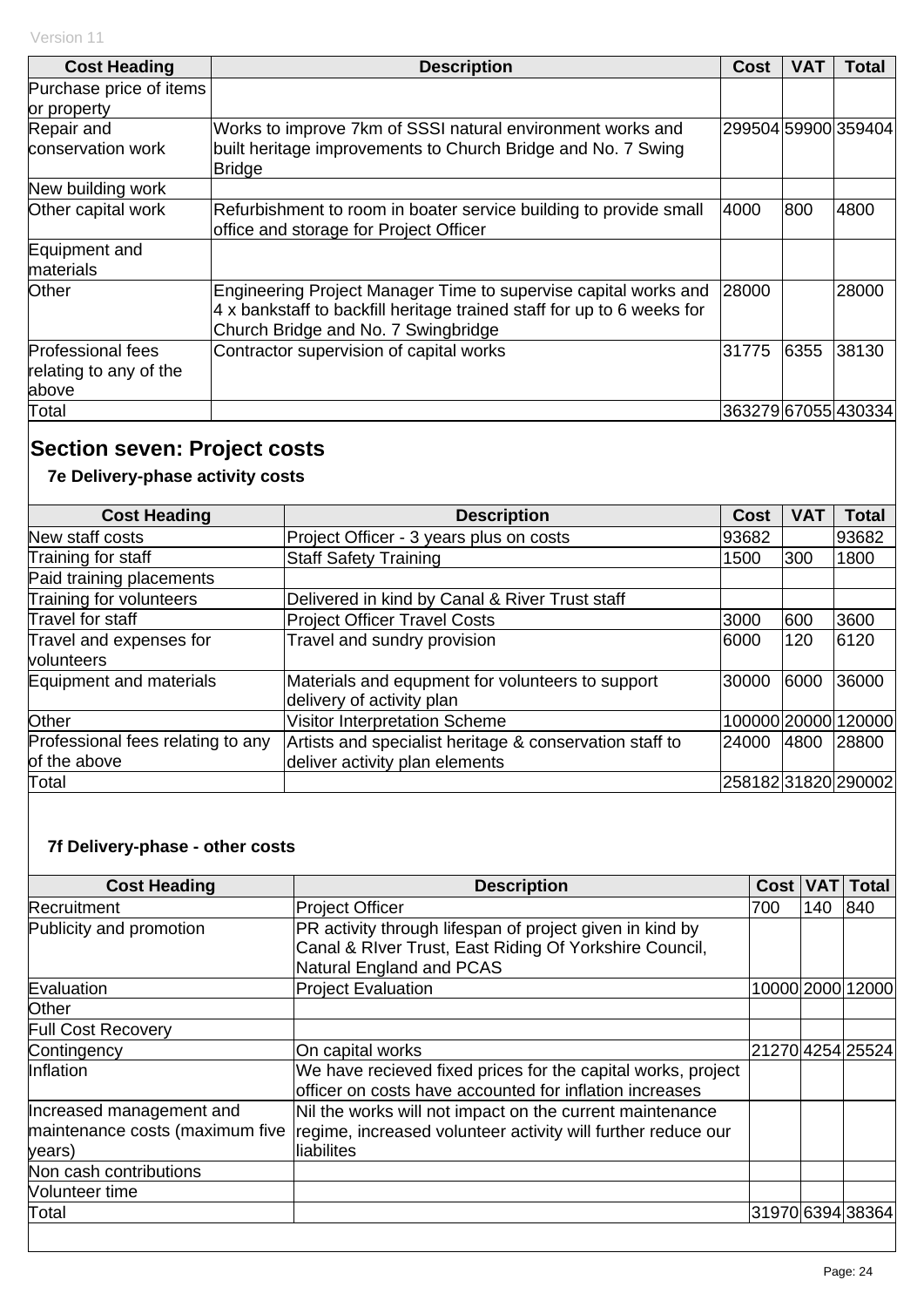| Cost Heading | Description | Cost | VAT | Total |
|---|---|---|---|---|
| Purchase price of items or property | | | | |
| Repair and conservation work | Works to improve 7km of SSSI natural environment works and built heritage improvements to Church Bridge and No. 7 Swing Bridge | 299504 | 59900 | 359404 |
| New building work | | | | |
| Other capital work | Refurbishment to room in boater service building to provide small office and storage for Project Officer | 4000 | 800 | 4800 |
| Equipment and materials | | | | |
| Other | Engineering Project Manager Time to supervise capital works and 4 x bankstaff to backfill heritage trained staff for up to 6 weeks for Church Bridge and No. 7 Swingbridge | 28000 | | 28000 |
| Professional fees relating to any of the above | Contractor supervision of capital works | 31775 | 6355 | 38130 |
| Total | | 363279 | 67055 | 430334 |

## Section seven: Project costs

### 7e Delivery-phase activity costs

| Cost Heading | Description | Cost | VAT | Total |
|---|---|---|---|---|
| New staff costs | Project Officer - 3 years plus on costs | 93682 | | 93682 |
| Training for staff | Staff Safety Training | 1500 | 300 | 1800 |
| Paid training placements | | | | |
| Training for volunteers | Delivered in kind by Canal & River Trust staff | | | |
| Travel for staff | Project Officer Travel Costs | 3000 | 600 | 3600 |
| Travel and expenses for volunteers | Travel and sundry provision | 6000 | 120 | 6120 |
| Equipment and materials | Materials and equpment for volunteers to support delivery of activity plan | 30000 | 6000 | 36000 |
| Other | Visitor Interpretation Scheme | 100000 | 20000 | 120000 |
| Professional fees relating to any of the above | Artists and specialist heritage & conservation staff to deliver activity plan elements | 24000 | 4800 | 28800 |
| Total | | 258182 | 31820 | 290002 |

### 7f Delivery-phase - other costs

| Cost Heading | Description | Cost | VAT | Total |
|---|---|---|---|---|
| Recruitment | Project Officer | 700 | 140 | 840 |
| Publicity and promotion | PR activity through lifespan of project given in kind by Canal & RIver Trust, East Riding Of Yorkshire Council, Natural England and PCAS | | | |
| Evaluation | Project Evaluation | 10000 | 2000 | 12000 |
| Other | | | | |
| Full Cost Recovery | | | | |
| Contingency | On capital works | 21270 | 4254 | 25524 |
| Inflation | We have recieved fixed prices for the capital works, project officer on costs have accounted for inflation increases | | | |
| Increased management and maintenance costs (maximum five years) | Nil the works will not impact on the current maintenance regime, increased volunteer activity will further reduce our liabilites | | | |
| Non cash contributions | | | | |
| Volunteer time | | | | |
| Total | | 31970 | 6394 | 38364 |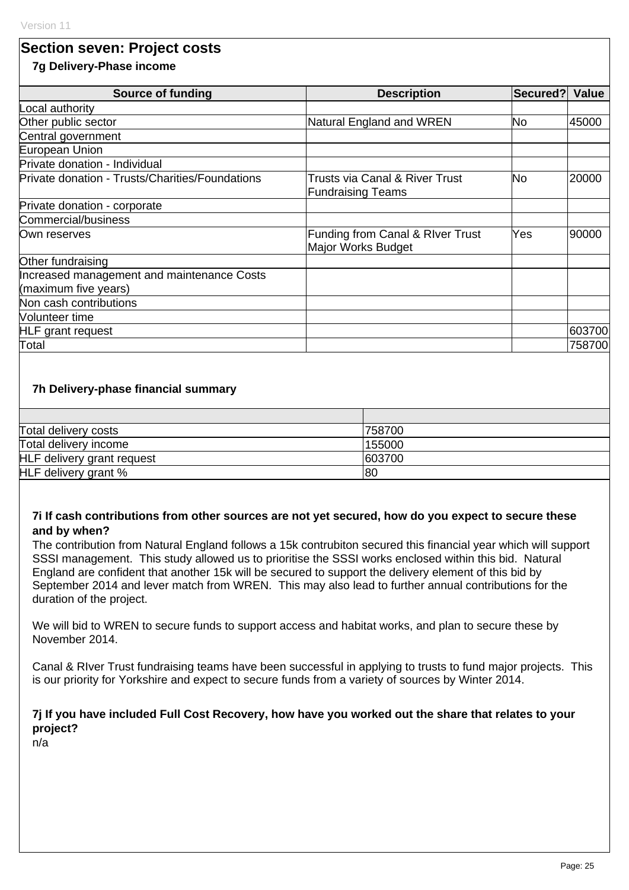## Section seven: Project costs

### 7g Delivery-Phase income

| Source of funding | Description | Secured? | Value |
|---|---|---|---|
| Local authority | | | |
| Other public sector | Natural England and WREN | No | 45000 |
| Central government | | | |
| European Union | | | |
| Private donation - Individual | | | |
| Private donation - Trusts/Charities/Foundations | Trusts via Canal & River Trust Fundraising Teams | No | 20000 |
| Private donation - corporate | | | |
| Commercial/business | | | |
| Own reserves | Funding from Canal & RIver Trust Major Works Budget | Yes | 90000 |
| Other fundraising | | | |
| Increased management and maintenance Costs (maximum five years) | | | |
| Non cash contributions | | | |
| Volunteer time | | | |
| HLF grant request | | | 603700 |
| Total | | | 758700 |

### 7h Delivery-phase financial summary

| | |
|---|---|
| Total delivery costs | 758700 |
| Total delivery income | 155000 |
| HLF delivery grant request | 603700 |
| HLF delivery grant % | 80 |

**7i If cash contributions from other sources are not yet secured, how do you expect to secure these and by when?**

The contribution from Natural England follows a 15k contrubiton secured this financial year which will support SSSI management. This study allowed us to prioritise the SSSI works enclosed within this bid. Natural England are confident that another 15k will be secured to support the delivery element of this bid by September 2014 and lever match from WREN. This may also lead to further annual contributions for the duration of the project.

We will bid to WREN to secure funds to support access and habitat works, and plan to secure these by November 2014.

Canal & RIver Trust fundraising teams have been successful in applying to trusts to fund major projects. This is our priority for Yorkshire and expect to secure funds from a variety of sources by Winter 2014.

**7j If you have included Full Cost Recovery, how have you worked out the share that relates to your project?**

n/a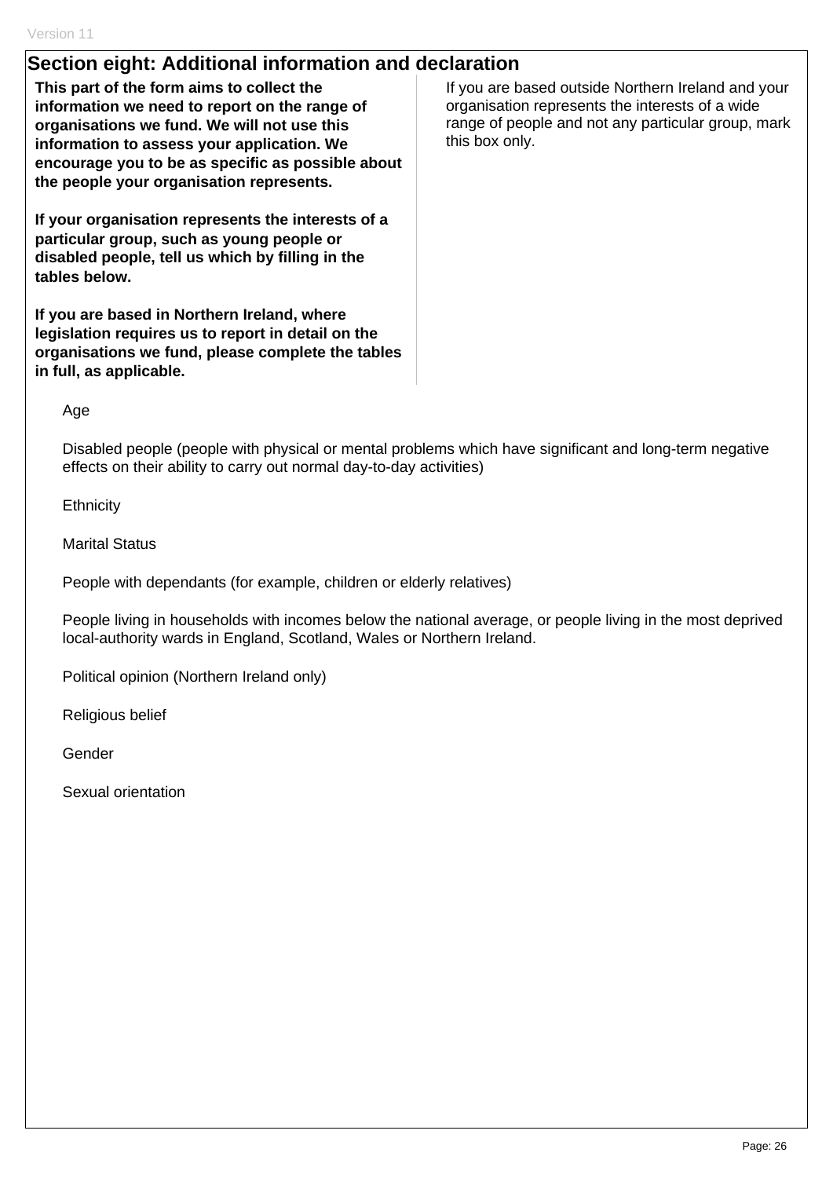## Section eight: Additional information and declaration

**This part of the form aims to collect the information we need to report on the range of organisations we fund. We will not use this information to assess your application. We encourage you to be as specific as possible about the people your organisation represents.**

**If your organisation represents the interests of a particular group, such as young people or disabled people, tell us which by filling in the tables below.**

**If you are based in Northern Ireland, where legislation requires us to report in detail on the organisations we fund, please complete the tables in full, as applicable.**

If you are based outside Northern Ireland and your organisation represents the interests of a wide range of people and not any particular group, mark this box only.

Age

Disabled people (people with physical or mental problems which have significant and long-term negative effects on their ability to carry out normal day-to-day activities)

Ethnicity

Marital Status

People with dependants (for example, children or elderly relatives)

People living in households with incomes below the national average, or people living in the most deprived local-authority wards in England, Scotland, Wales or Northern Ireland.

Political opinion (Northern Ireland only)

Religious belief

Gender

Sexual orientation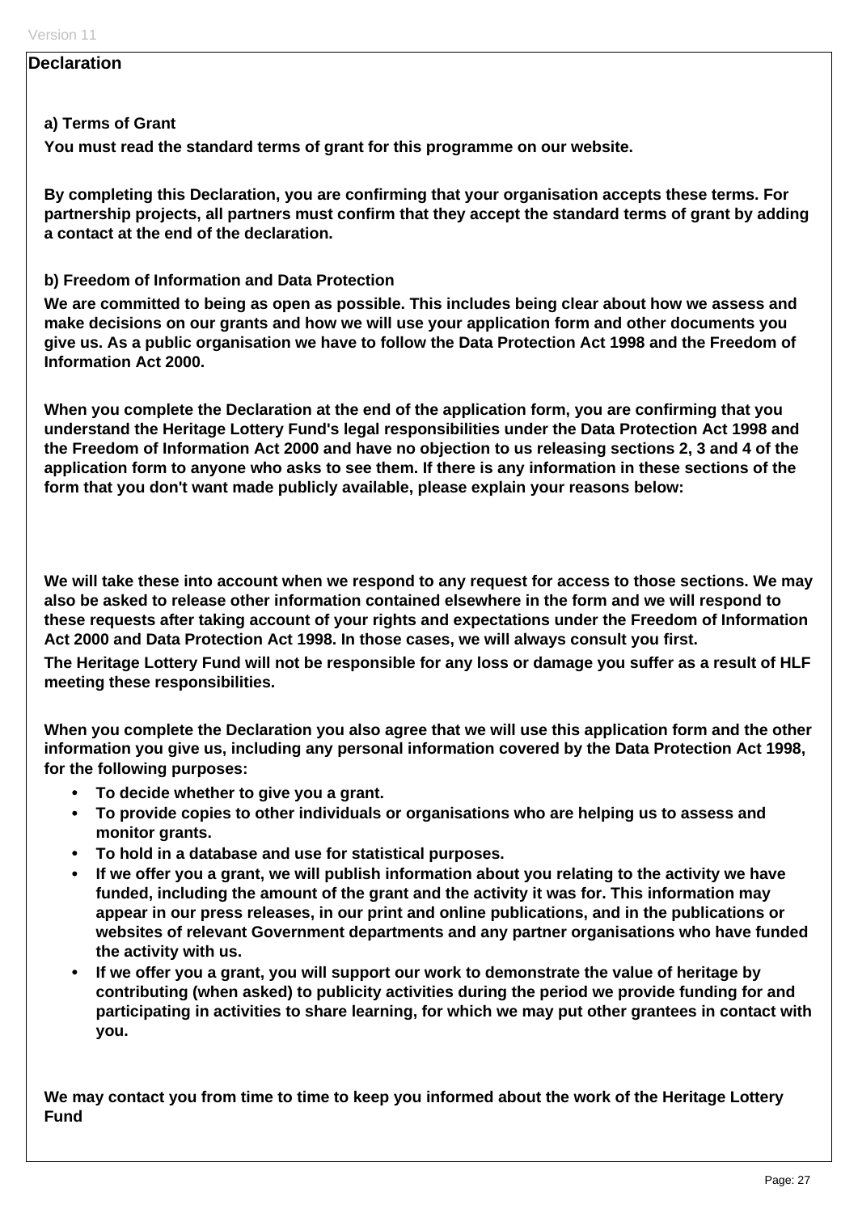## Declaration

### a) Terms of Grant

**You must read the standard terms of grant for this programme on our website.**

**By completing this Declaration, you are confirming that your organisation accepts these terms. For partnership projects, all partners must confirm that they accept the standard terms of grant by adding a contact at the end of the declaration.**

### b) Freedom of Information and Data Protection

**We are committed to being as open as possible. This includes being clear about how we assess and make decisions on our grants and how we will use your application form and other documents you give us. As a public organisation we have to follow the Data Protection Act 1998 and the Freedom of Information Act 2000.**

**When you complete the Declaration at the end of the application form, you are confirming that you understand the Heritage Lottery Fund's legal responsibilities under the Data Protection Act 1998 and the Freedom of Information Act 2000 and have no objection to us releasing sections 2, 3 and 4 of the application form to anyone who asks to see them. If there is any information in these sections of the form that you don't want made publicly available, please explain your reasons below:**

**We will take these into account when we respond to any request for access to those sections. We may also be asked to release other information contained elsewhere in the form and we will respond to these requests after taking account of your rights and expectations under the Freedom of Information Act 2000 and Data Protection Act 1998. In those cases, we will always consult you first.**

**The Heritage Lottery Fund will not be responsible for any loss or damage you suffer as a result of HLF meeting these responsibilities.**

**When you complete the Declaration you also agree that we will use this application form and the other information you give us, including any personal information covered by the Data Protection Act 1998, for the following purposes:**

- **To decide whether to give you a grant.**
- **To provide copies to other individuals or organisations who are helping us to assess and monitor grants.**
- **To hold in a database and use for statistical purposes.**
- **If we offer you a grant, we will publish information about you relating to the activity we have funded, including the amount of the grant and the activity it was for. This information may appear in our press releases, in our print and online publications, and in the publications or websites of relevant Government departments and any partner organisations who have funded the activity with us.**
- **If we offer you a grant, you will support our work to demonstrate the value of heritage by contributing (when asked) to publicity activities during the period we provide funding for and participating in activities to share learning, for which we may put other grantees in contact with you.**

**We may contact you from time to time to keep you informed about the work of the Heritage Lottery Fund**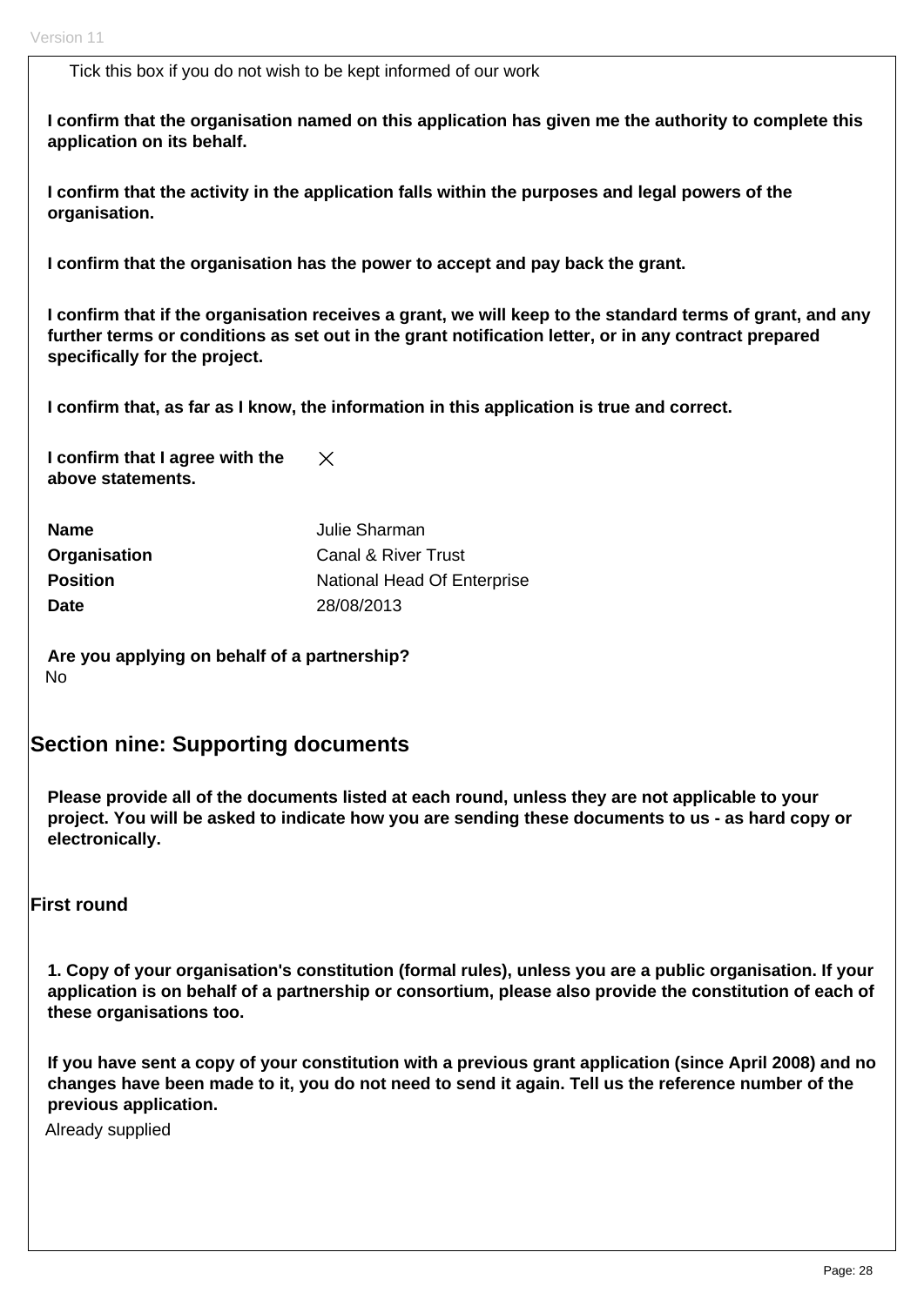Tick this box if you do not wish to be kept informed of our work

**I confirm that the organisation named on this application has given me the authority to complete this application on its behalf.**

**I confirm that the activity in the application falls within the purposes and legal powers of the organisation.**

**I confirm that the organisation has the power to accept and pay back the grant.**

**I confirm that if the organisation receives a grant, we will keep to the standard terms of grant, and any further terms or conditions as set out in the grant notification letter, or in any contract prepared specifically for the project.**

**I confirm that, as far as I know, the information in this application is true and correct.**

| | |
|---|---|
| **I confirm that I agree with the above statements.** | X |
| **Name** | Julie Sharman |
| **Organisation** | Canal & River Trust |
| **Position** | National Head Of Enterprise |
| **Date** | 28/08/2013 |

**Are you applying on behalf of a partnership?**

No

## Section nine: Supporting documents

**Please provide all of the documents listed at each round, unless they are not applicable to your project. You will be asked to indicate how you are sending these documents to us - as hard copy or electronically.**

### First round

**1. Copy of your organisation's constitution (formal rules), unless you are a public organisation. If your application is on behalf of a partnership or consortium, please also provide the constitution of each of these organisations too.**

**If you have sent a copy of your constitution with a previous grant application (since April 2008) and no changes have been made to it, you do not need to send it again. Tell us the reference number of the previous application.**

Already supplied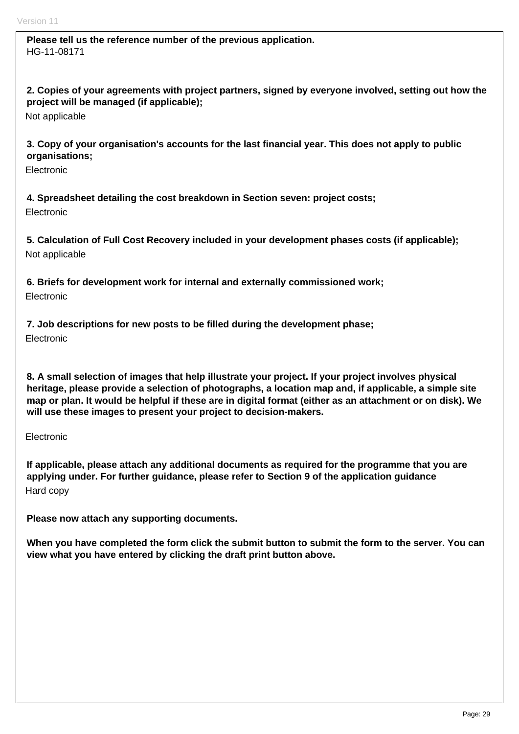**Please tell us the reference number of the previous application.**

HG-11-08171

**2. Copies of your agreements with project partners, signed by everyone involved, setting out how the project will be managed (if applicable);**

Not applicable

**3. Copy of your organisation's accounts for the last financial year. This does not apply to public organisations;**

Electronic

**4. Spreadsheet detailing the cost breakdown in Section seven: project costs;**

Electronic

**5. Calculation of Full Cost Recovery included in your development phases costs (if applicable);**

Not applicable

**6. Briefs for development work for internal and externally commissioned work;**

Electronic

**7. Job descriptions for new posts to be filled during the development phase;**

Electronic

**8. A small selection of images that help illustrate your project. If your project involves physical heritage, please provide a selection of photographs, a location map and, if applicable, a simple site map or plan. It would be helpful if these are in digital format (either as an attachment or on disk). We will use these images to present your project to decision-makers.**

Electronic

**If applicable, please attach any additional documents as required for the programme that you are applying under. For further guidance, please refer to Section 9 of the application guidance**

Hard copy

**Please now attach any supporting documents.**

**When you have completed the form click the submit button to submit the form to the server. You can view what you have entered by clicking the draft print button above.**